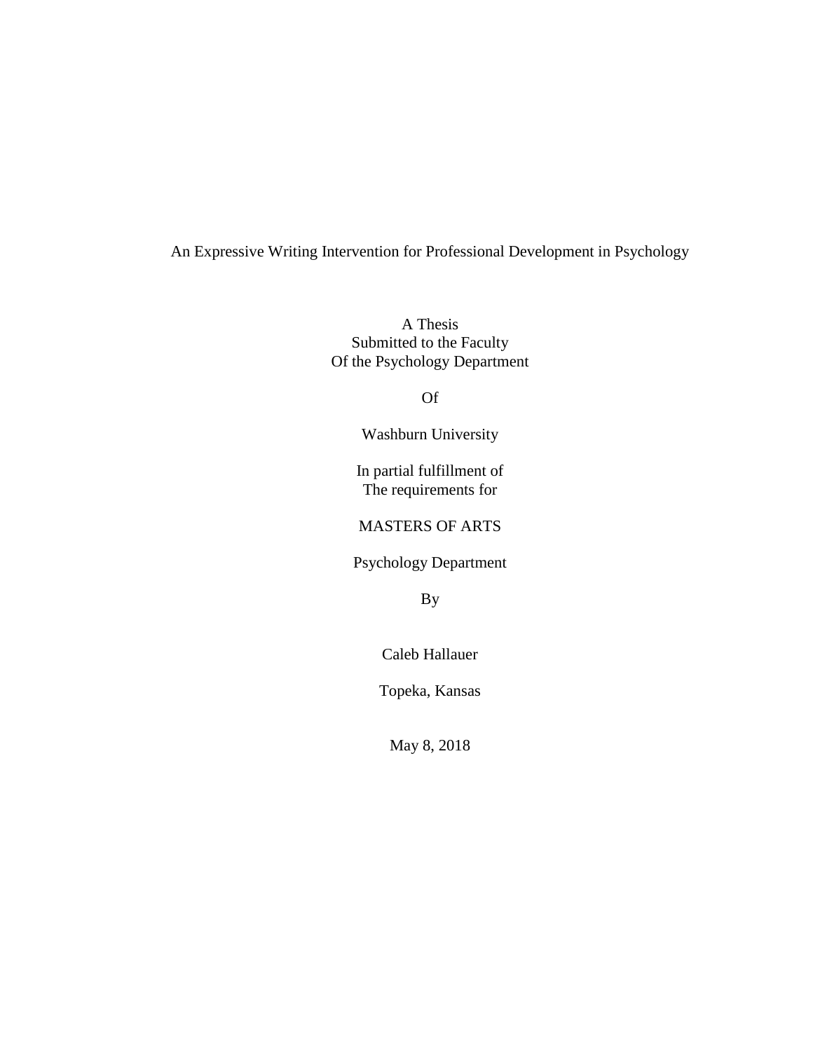# An Expressive Writing Intervention for Professional Development in Psychology

A Thesis
Submitted to the Faculty
Of the Psychology Department

Of

Washburn University

In partial fulfillment of
The requirements for

MASTERS OF ARTS

Psychology Department

By

Caleb Hallauer

Topeka, Kansas

May 8, 2018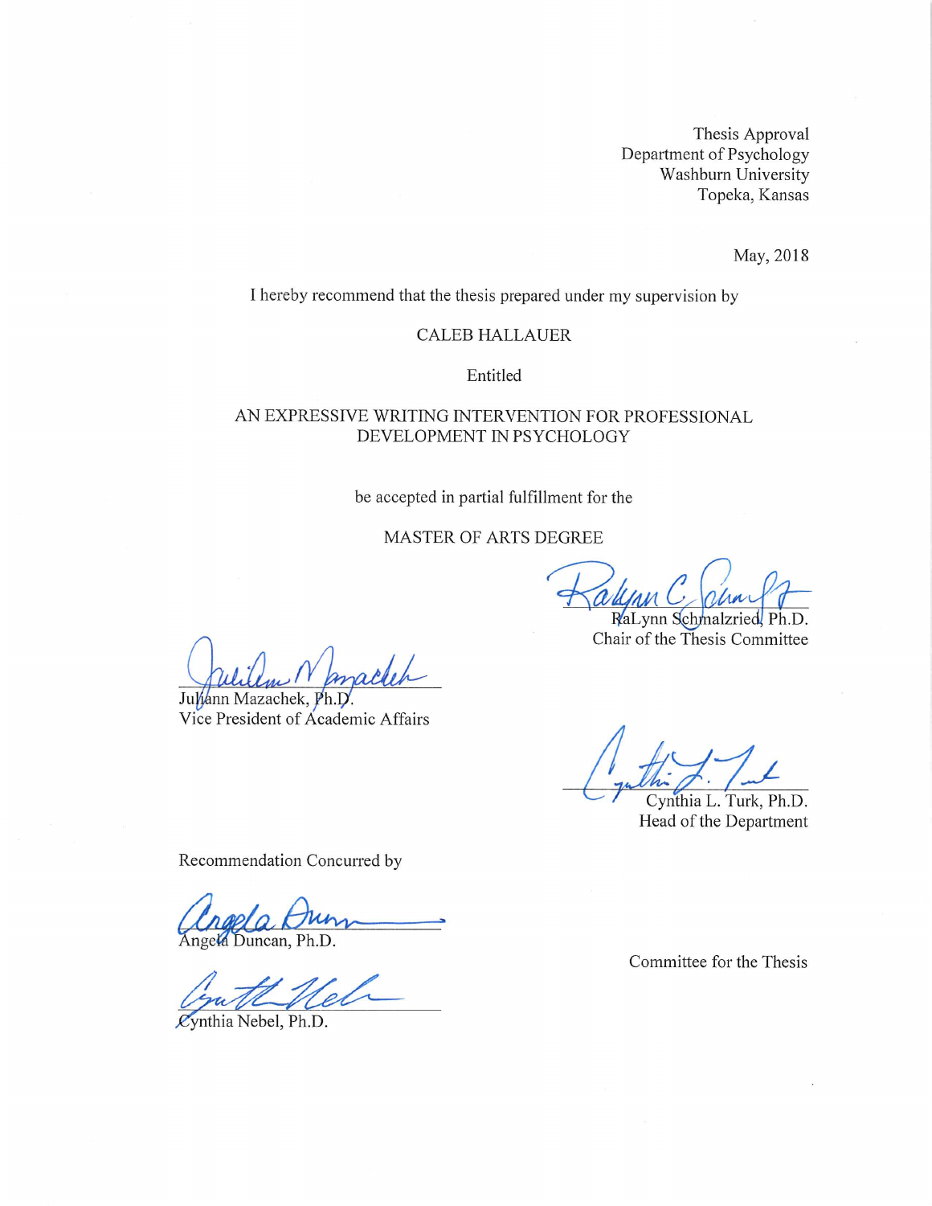Thesis Approval
Department of Psychology
Washburn University
Topeka, Kansas

May, 2018

I hereby recommend that the thesis prepared under my supervision by

CALEB HALLAUER

Entitled

AN EXPRESSIVE WRITING INTERVENTION FOR PROFESSIONAL DEVELOPMENT IN PSYCHOLOGY

be accepted in partial fulfillment for the

MASTER OF ARTS DEGREE

RaLynn Schmalzried, Ph.D.
Chair of the Thesis Committee

Juliann Mazachek, Ph.D.
Vice President of Academic Affairs

Cynthia L. Turk, Ph.D.
Head of the Department

Recommendation Concurred by

Angela Duncan, Ph.D.

Cynthia Nebel, Ph.D.

Committee for the Thesis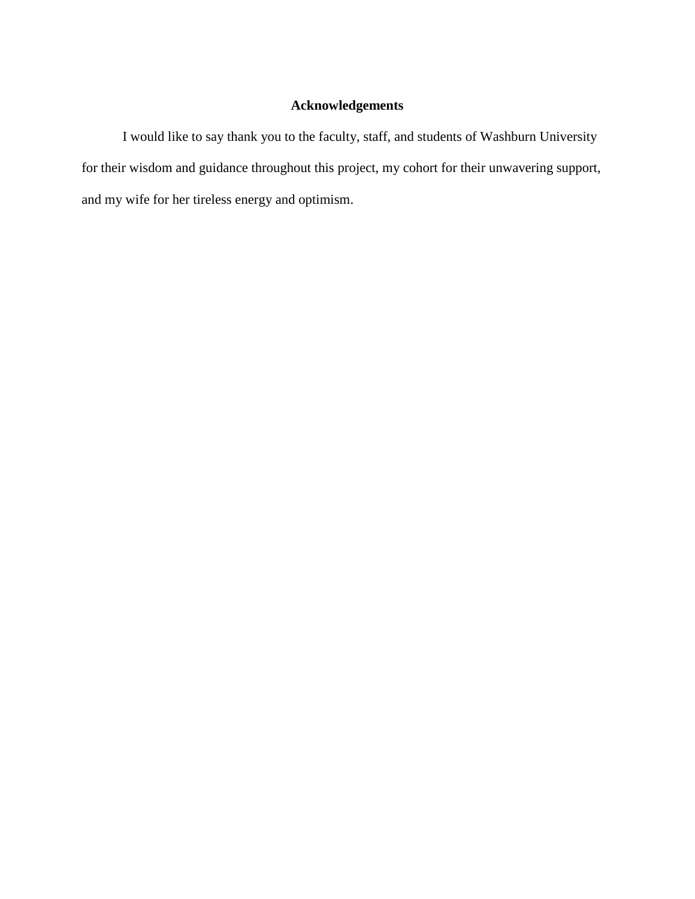# Acknowledgements

I would like to say thank you to the faculty, staff, and students of Washburn University for their wisdom and guidance throughout this project, my cohort for their unwavering support, and my wife for her tireless energy and optimism.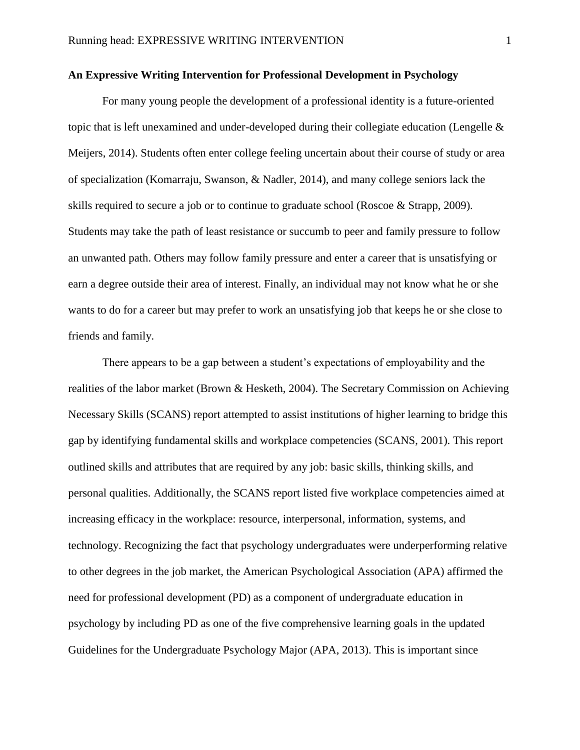**An Expressive Writing Intervention for Professional Development in Psychology**

For many young people the development of a professional identity is a future-oriented topic that is left unexamined and under-developed during their collegiate education (Lengelle & Meijers, 2014). Students often enter college feeling uncertain about their course of study or area of specialization (Komarraju, Swanson, & Nadler, 2014), and many college seniors lack the skills required to secure a job or to continue to graduate school (Roscoe & Strapp, 2009). Students may take the path of least resistance or succumb to peer and family pressure to follow an unwanted path. Others may follow family pressure and enter a career that is unsatisfying or earn a degree outside their area of interest. Finally, an individual may not know what he or she wants to do for a career but may prefer to work an unsatisfying job that keeps he or she close to friends and family.

There appears to be a gap between a student's expectations of employability and the realities of the labor market (Brown & Hesketh, 2004). The Secretary Commission on Achieving Necessary Skills (SCANS) report attempted to assist institutions of higher learning to bridge this gap by identifying fundamental skills and workplace competencies (SCANS, 2001). This report outlined skills and attributes that are required by any job: basic skills, thinking skills, and personal qualities. Additionally, the SCANS report listed five workplace competencies aimed at increasing efficacy in the workplace: resource, interpersonal, information, systems, and technology. Recognizing the fact that psychology undergraduates were underperforming relative to other degrees in the job market, the American Psychological Association (APA) affirmed the need for professional development (PD) as a component of undergraduate education in psychology by including PD as one of the five comprehensive learning goals in the updated Guidelines for the Undergraduate Psychology Major (APA, 2013). This is important since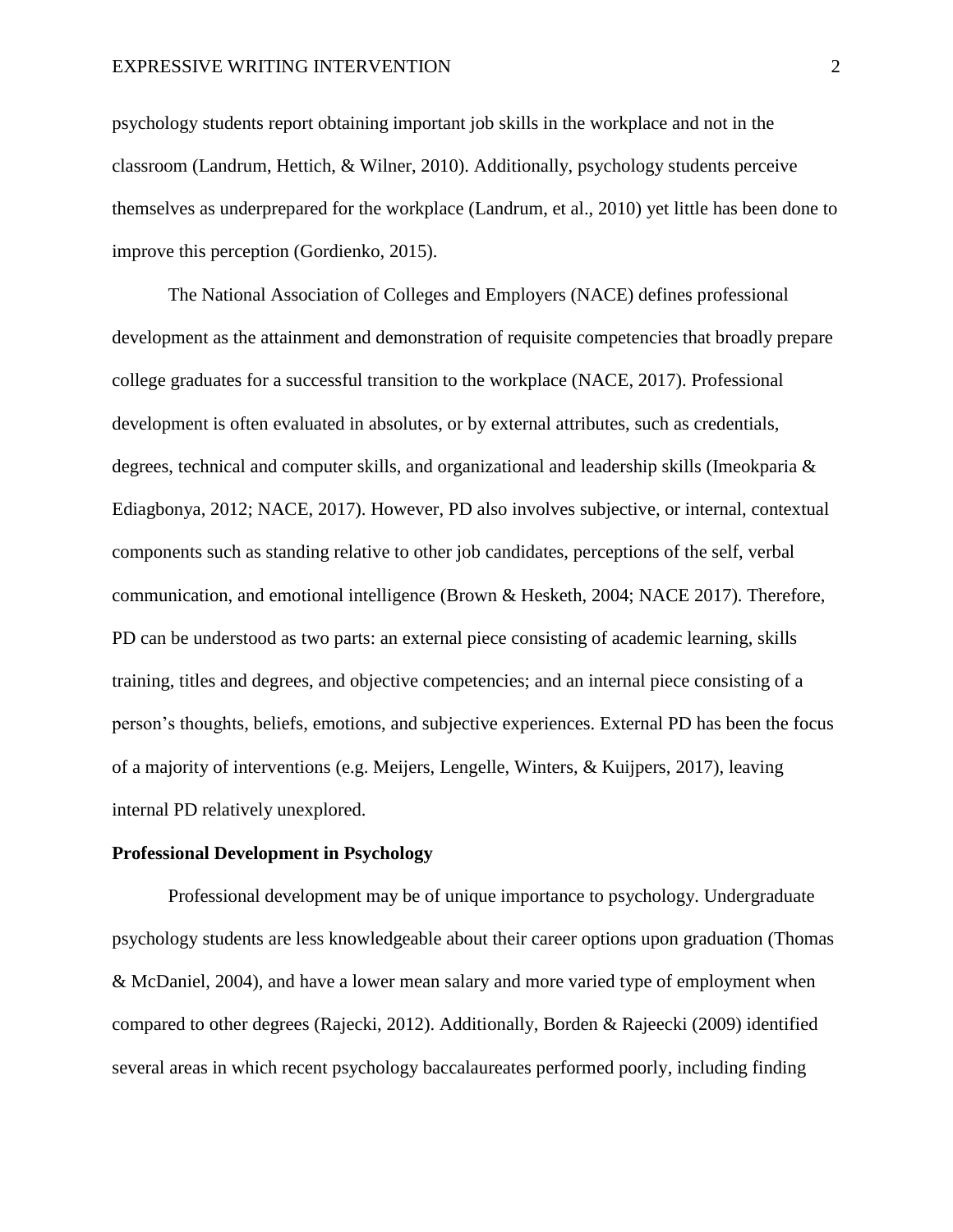psychology students report obtaining important job skills in the workplace and not in the classroom (Landrum, Hettich, & Wilner, 2010). Additionally, psychology students perceive themselves as underprepared for the workplace (Landrum, et al., 2010) yet little has been done to improve this perception (Gordienko, 2015).

The National Association of Colleges and Employers (NACE) defines professional development as the attainment and demonstration of requisite competencies that broadly prepare college graduates for a successful transition to the workplace (NACE, 2017). Professional development is often evaluated in absolutes, or by external attributes, such as credentials, degrees, technical and computer skills, and organizational and leadership skills (Imeokparia & Ediagbonya, 2012; NACE, 2017). However, PD also involves subjective, or internal, contextual components such as standing relative to other job candidates, perceptions of the self, verbal communication, and emotional intelligence (Brown & Hesketh, 2004; NACE 2017). Therefore, PD can be understood as two parts: an external piece consisting of academic learning, skills training, titles and degrees, and objective competencies; and an internal piece consisting of a person's thoughts, beliefs, emotions, and subjective experiences. External PD has been the focus of a majority of interventions (e.g. Meijers, Lengelle, Winters, & Kuijpers, 2017), leaving internal PD relatively unexplored.

**Professional Development in Psychology**

Professional development may be of unique importance to psychology. Undergraduate psychology students are less knowledgeable about their career options upon graduation (Thomas & McDaniel, 2004), and have a lower mean salary and more varied type of employment when compared to other degrees (Rajecki, 2012). Additionally, Borden & Rajeecki (2009) identified several areas in which recent psychology baccalaureates performed poorly, including finding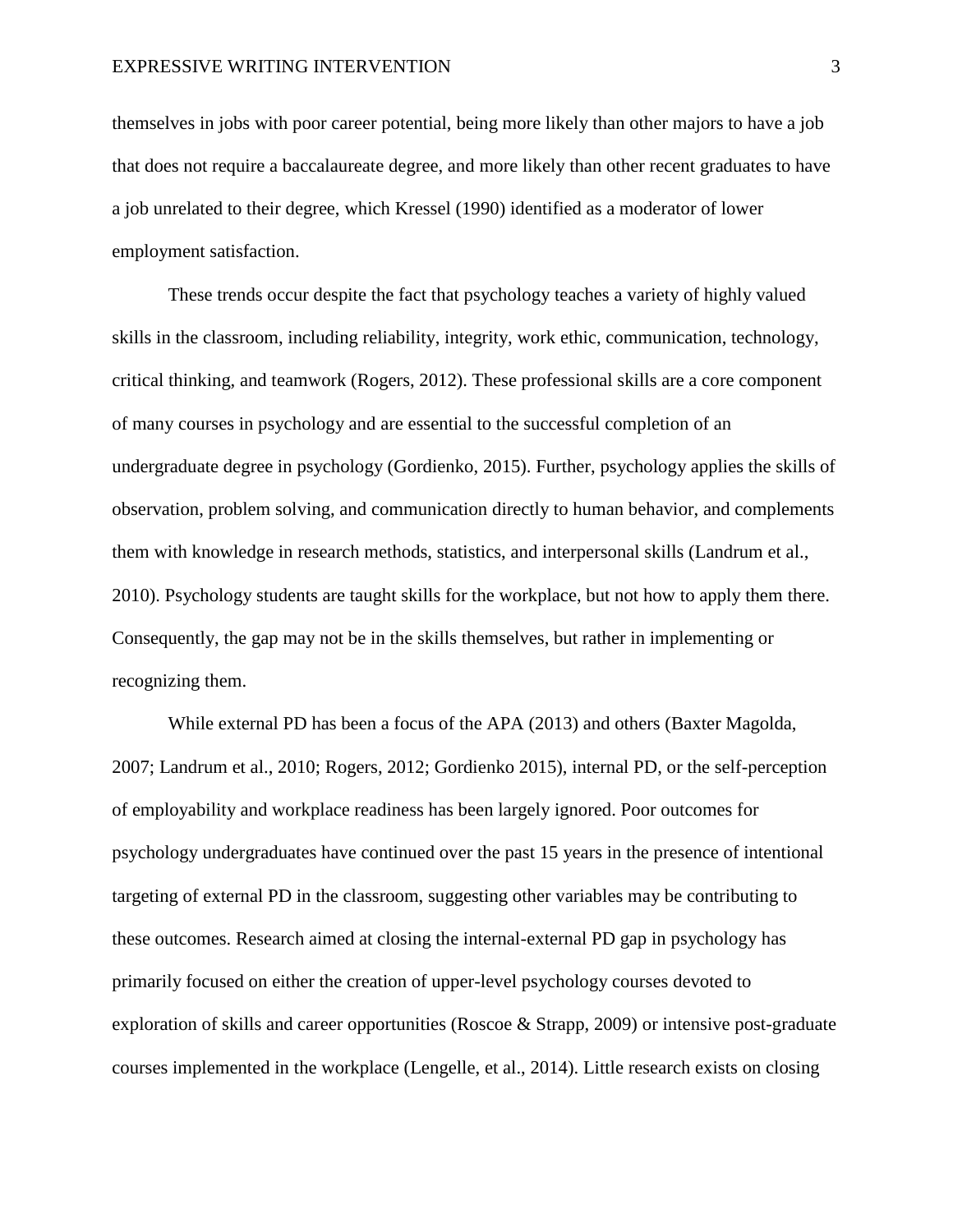themselves in jobs with poor career potential, being more likely than other majors to have a job that does not require a baccalaureate degree, and more likely than other recent graduates to have a job unrelated to their degree, which Kressel (1990) identified as a moderator of lower employment satisfaction.

These trends occur despite the fact that psychology teaches a variety of highly valued skills in the classroom, including reliability, integrity, work ethic, communication, technology, critical thinking, and teamwork (Rogers, 2012). These professional skills are a core component of many courses in psychology and are essential to the successful completion of an undergraduate degree in psychology (Gordienko, 2015). Further, psychology applies the skills of observation, problem solving, and communication directly to human behavior, and complements them with knowledge in research methods, statistics, and interpersonal skills (Landrum et al., 2010). Psychology students are taught skills for the workplace, but not how to apply them there. Consequently, the gap may not be in the skills themselves, but rather in implementing or recognizing them.

While external PD has been a focus of the APA (2013) and others (Baxter Magolda, 2007; Landrum et al., 2010; Rogers, 2012; Gordienko 2015), internal PD, or the self-perception of employability and workplace readiness has been largely ignored. Poor outcomes for psychology undergraduates have continued over the past 15 years in the presence of intentional targeting of external PD in the classroom, suggesting other variables may be contributing to these outcomes. Research aimed at closing the internal-external PD gap in psychology has primarily focused on either the creation of upper-level psychology courses devoted to exploration of skills and career opportunities (Roscoe & Strapp, 2009) or intensive post-graduate courses implemented in the workplace (Lengelle, et al., 2014). Little research exists on closing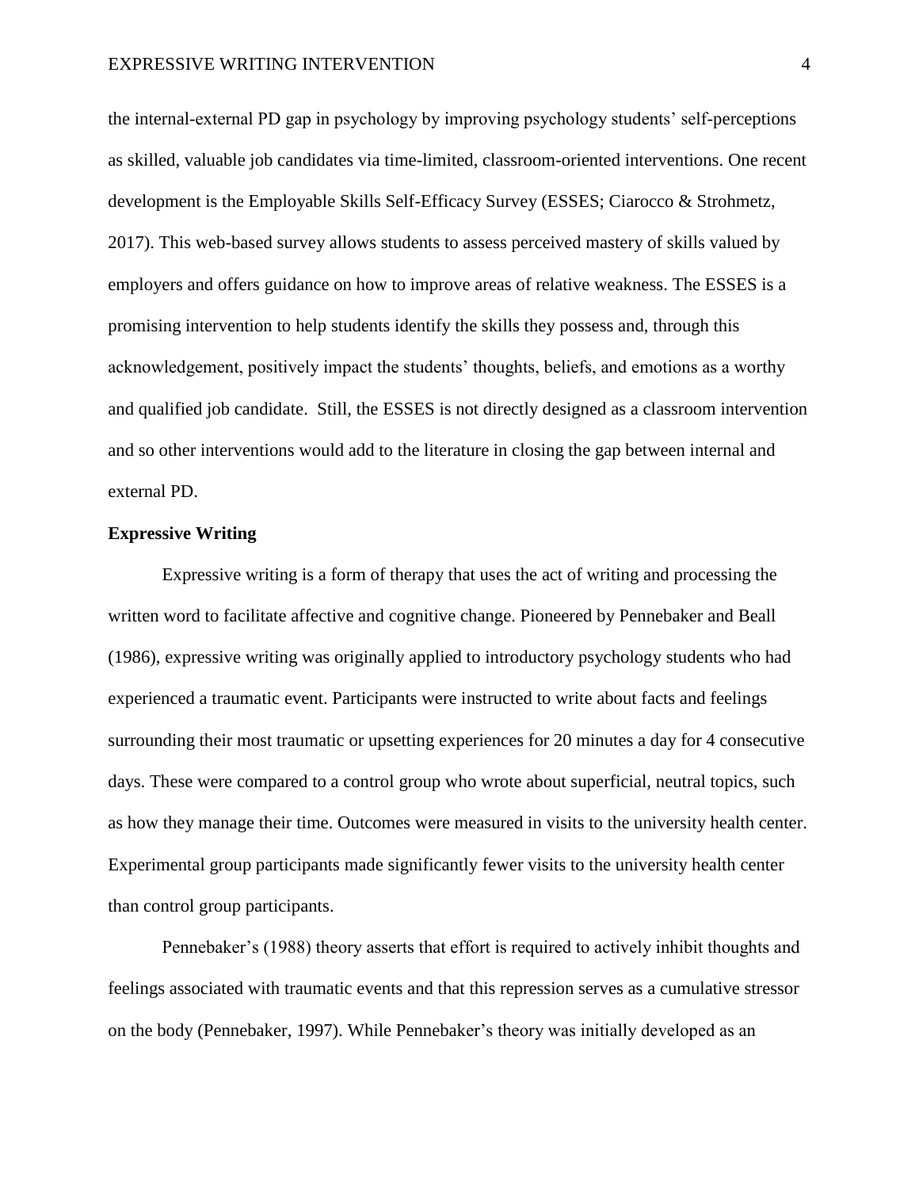the internal-external PD gap in psychology by improving psychology students' self-perceptions as skilled, valuable job candidates via time-limited, classroom-oriented interventions. One recent development is the Employable Skills Self-Efficacy Survey (ESSES; Ciarocco & Strohmetz, 2017). This web-based survey allows students to assess perceived mastery of skills valued by employers and offers guidance on how to improve areas of relative weakness. The ESSES is a promising intervention to help students identify the skills they possess and, through this acknowledgement, positively impact the students' thoughts, beliefs, and emotions as a worthy and qualified job candidate. Still, the ESSES is not directly designed as a classroom intervention and so other interventions would add to the literature in closing the gap between internal and external PD.

**Expressive Writing**

Expressive writing is a form of therapy that uses the act of writing and processing the written word to facilitate affective and cognitive change. Pioneered by Pennebaker and Beall (1986), expressive writing was originally applied to introductory psychology students who had experienced a traumatic event. Participants were instructed to write about facts and feelings surrounding their most traumatic or upsetting experiences for 20 minutes a day for 4 consecutive days. These were compared to a control group who wrote about superficial, neutral topics, such as how they manage their time. Outcomes were measured in visits to the university health center. Experimental group participants made significantly fewer visits to the university health center than control group participants.

Pennebaker's (1988) theory asserts that effort is required to actively inhibit thoughts and feelings associated with traumatic events and that this repression serves as a cumulative stressor on the body (Pennebaker, 1997). While Pennebaker's theory was initially developed as an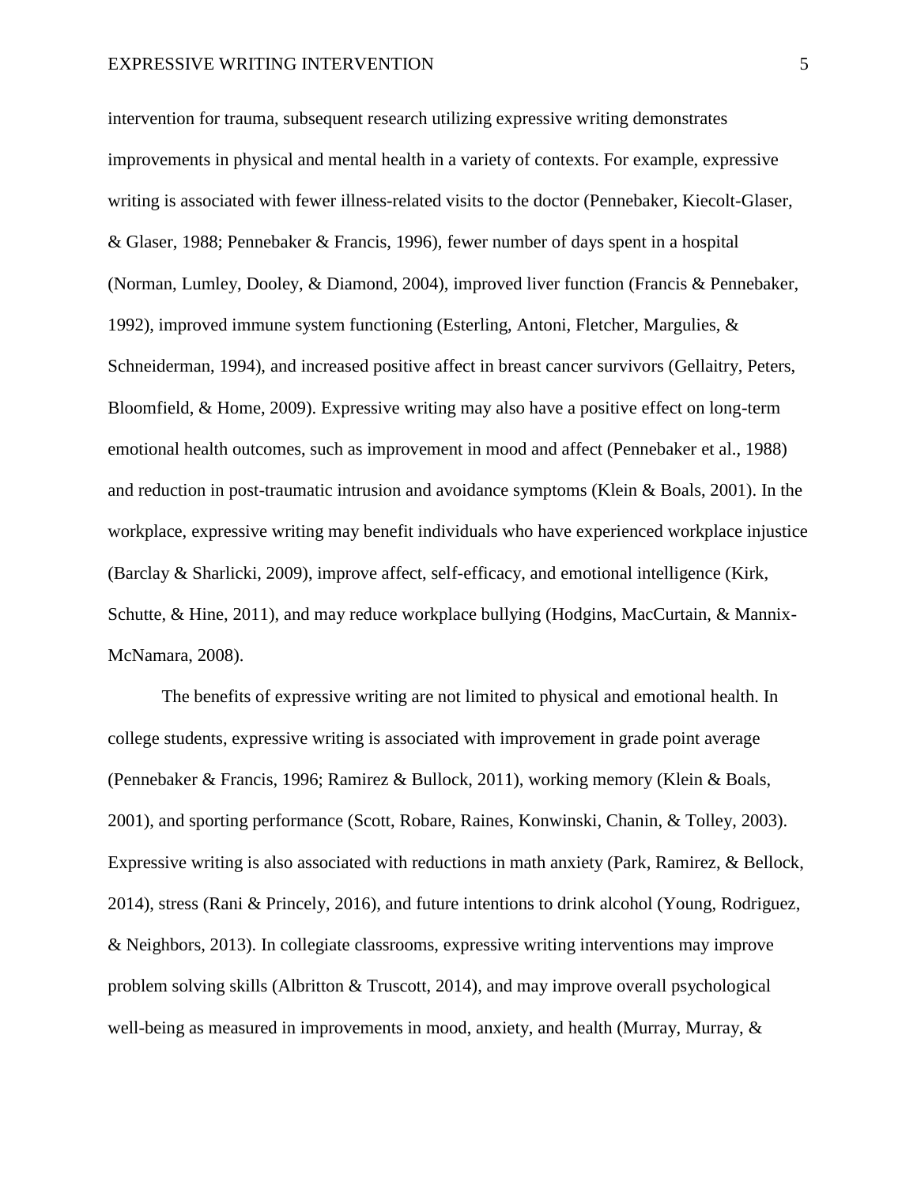intervention for trauma, subsequent research utilizing expressive writing demonstrates improvements in physical and mental health in a variety of contexts. For example, expressive writing is associated with fewer illness-related visits to the doctor (Pennebaker, Kiecolt-Glaser, & Glaser, 1988; Pennebaker & Francis, 1996), fewer number of days spent in a hospital (Norman, Lumley, Dooley, & Diamond, 2004), improved liver function (Francis & Pennebaker, 1992), improved immune system functioning (Esterling, Antoni, Fletcher, Margulies, & Schneiderman, 1994), and increased positive affect in breast cancer survivors (Gellaitry, Peters, Bloomfield, & Home, 2009). Expressive writing may also have a positive effect on long-term emotional health outcomes, such as improvement in mood and affect (Pennebaker et al., 1988) and reduction in post-traumatic intrusion and avoidance symptoms (Klein & Boals, 2001). In the workplace, expressive writing may benefit individuals who have experienced workplace injustice (Barclay & Sharlicki, 2009), improve affect, self-efficacy, and emotional intelligence (Kirk, Schutte, & Hine, 2011), and may reduce workplace bullying (Hodgins, MacCurtain, & Mannix-McNamara, 2008).

The benefits of expressive writing are not limited to physical and emotional health. In college students, expressive writing is associated with improvement in grade point average (Pennebaker & Francis, 1996; Ramirez & Bullock, 2011), working memory (Klein & Boals, 2001), and sporting performance (Scott, Robare, Raines, Konwinski, Chanin, & Tolley, 2003). Expressive writing is also associated with reductions in math anxiety (Park, Ramirez, & Bellock, 2014), stress (Rani & Princely, 2016), and future intentions to drink alcohol (Young, Rodriguez, & Neighbors, 2013). In collegiate classrooms, expressive writing interventions may improve problem solving skills (Albritton & Truscott, 2014), and may improve overall psychological well-being as measured in improvements in mood, anxiety, and health (Murray, Murray, &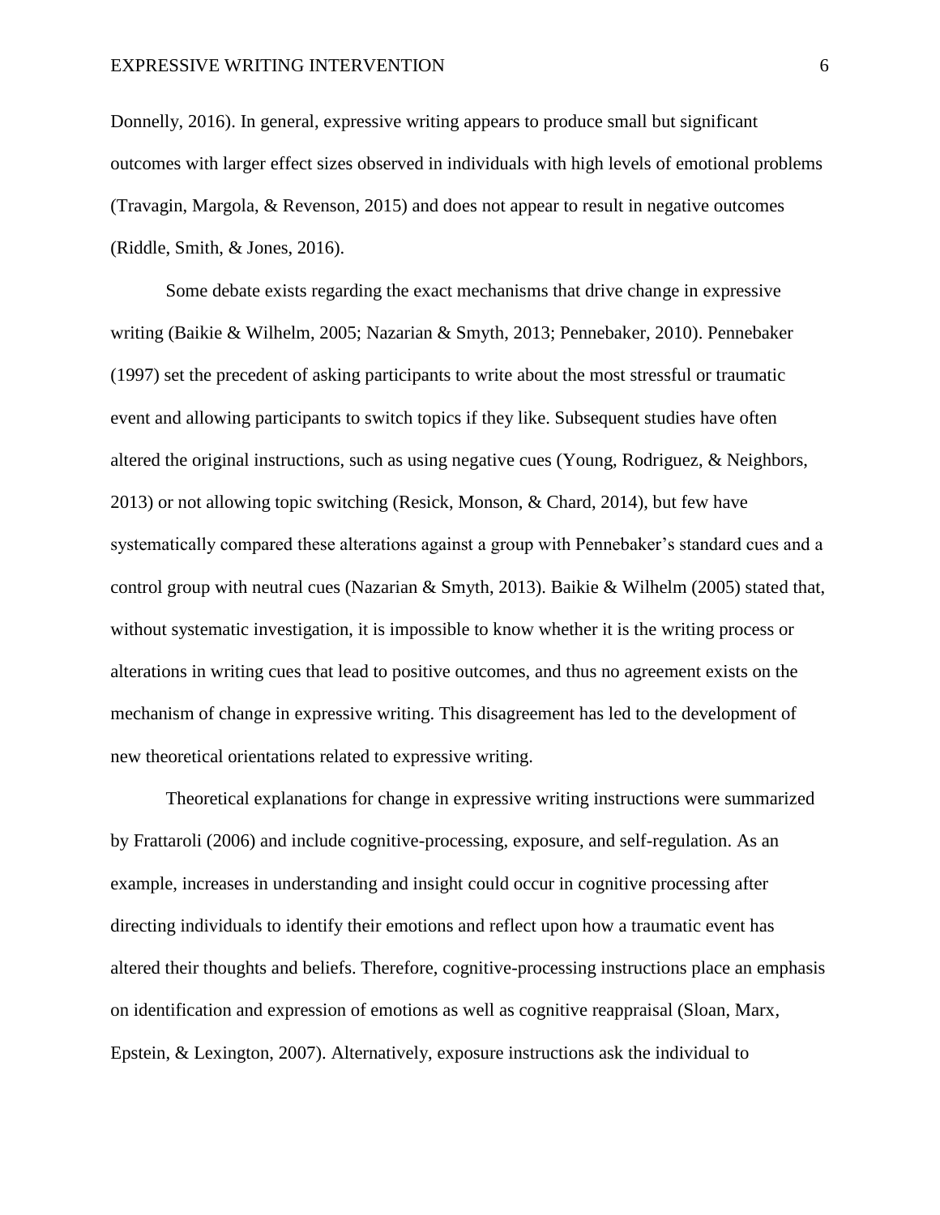Donnelly, 2016). In general, expressive writing appears to produce small but significant outcomes with larger effect sizes observed in individuals with high levels of emotional problems (Travagin, Margola, & Revenson, 2015) and does not appear to result in negative outcomes (Riddle, Smith, & Jones, 2016).

Some debate exists regarding the exact mechanisms that drive change in expressive writing (Baikie & Wilhelm, 2005; Nazarian & Smyth, 2013; Pennebaker, 2010). Pennebaker (1997) set the precedent of asking participants to write about the most stressful or traumatic event and allowing participants to switch topics if they like. Subsequent studies have often altered the original instructions, such as using negative cues (Young, Rodriguez, & Neighbors, 2013) or not allowing topic switching (Resick, Monson, & Chard, 2014), but few have systematically compared these alterations against a group with Pennebaker's standard cues and a control group with neutral cues (Nazarian & Smyth, 2013). Baikie & Wilhelm (2005) stated that, without systematic investigation, it is impossible to know whether it is the writing process or alterations in writing cues that lead to positive outcomes, and thus no agreement exists on the mechanism of change in expressive writing. This disagreement has led to the development of new theoretical orientations related to expressive writing.

Theoretical explanations for change in expressive writing instructions were summarized by Frattaroli (2006) and include cognitive-processing, exposure, and self-regulation. As an example, increases in understanding and insight could occur in cognitive processing after directing individuals to identify their emotions and reflect upon how a traumatic event has altered their thoughts and beliefs. Therefore, cognitive-processing instructions place an emphasis on identification and expression of emotions as well as cognitive reappraisal (Sloan, Marx, Epstein, & Lexington, 2007). Alternatively, exposure instructions ask the individual to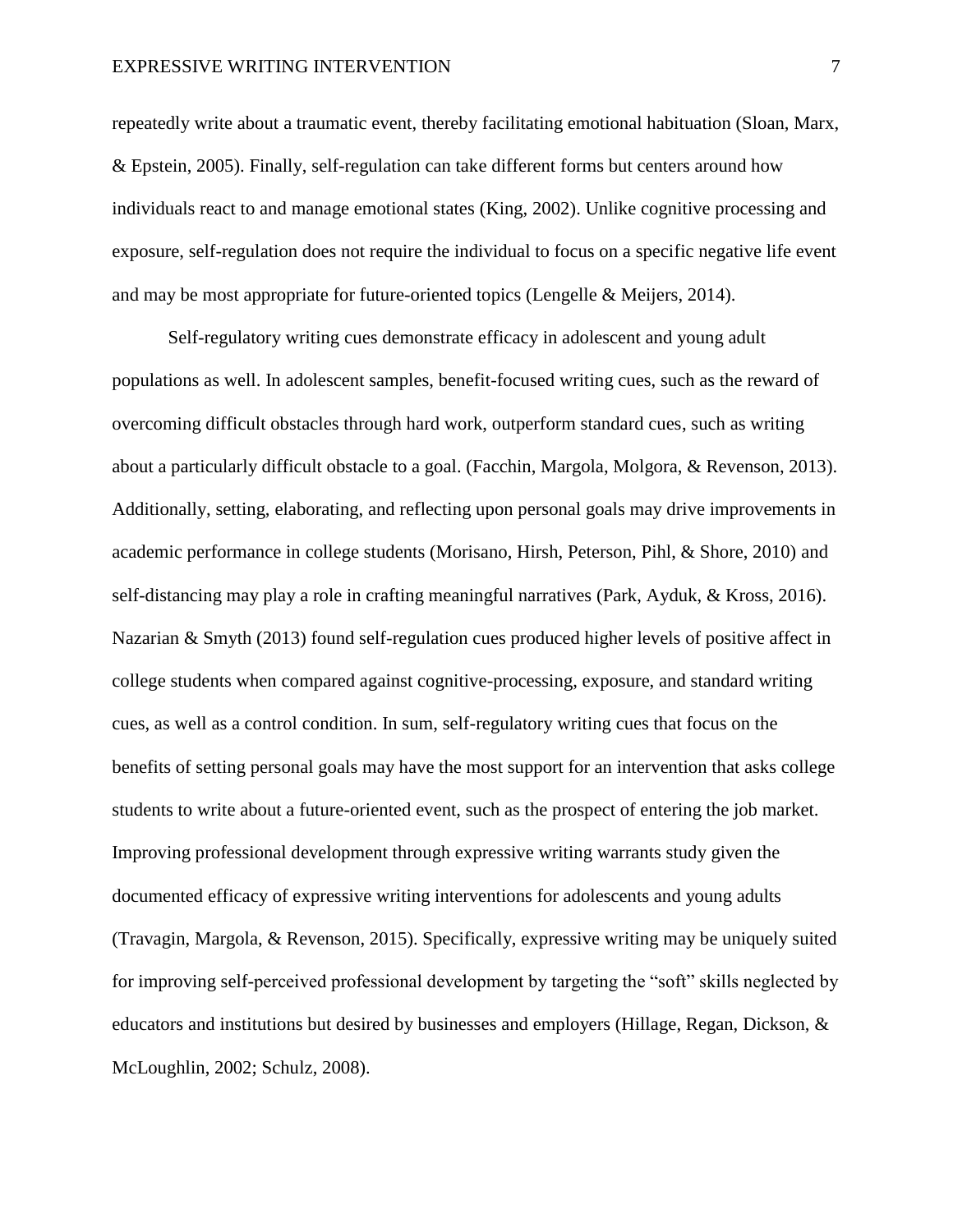repeatedly write about a traumatic event, thereby facilitating emotional habituation (Sloan, Marx, & Epstein, 2005). Finally, self-regulation can take different forms but centers around how individuals react to and manage emotional states (King, 2002). Unlike cognitive processing and exposure, self-regulation does not require the individual to focus on a specific negative life event and may be most appropriate for future-oriented topics (Lengelle & Meijers, 2014).

Self-regulatory writing cues demonstrate efficacy in adolescent and young adult populations as well. In adolescent samples, benefit-focused writing cues, such as the reward of overcoming difficult obstacles through hard work, outperform standard cues, such as writing about a particularly difficult obstacle to a goal. (Facchin, Margola, Molgora, & Revenson, 2013). Additionally, setting, elaborating, and reflecting upon personal goals may drive improvements in academic performance in college students (Morisano, Hirsh, Peterson, Pihl, & Shore, 2010) and self-distancing may play a role in crafting meaningful narratives (Park, Ayduk, & Kross, 2016). Nazarian & Smyth (2013) found self-regulation cues produced higher levels of positive affect in college students when compared against cognitive-processing, exposure, and standard writing cues, as well as a control condition. In sum, self-regulatory writing cues that focus on the benefits of setting personal goals may have the most support for an intervention that asks college students to write about a future-oriented event, such as the prospect of entering the job market. Improving professional development through expressive writing warrants study given the documented efficacy of expressive writing interventions for adolescents and young adults (Travagin, Margola, & Revenson, 2015). Specifically, expressive writing may be uniquely suited for improving self-perceived professional development by targeting the "soft" skills neglected by educators and institutions but desired by businesses and employers (Hillage, Regan, Dickson, & McLoughlin, 2002; Schulz, 2008).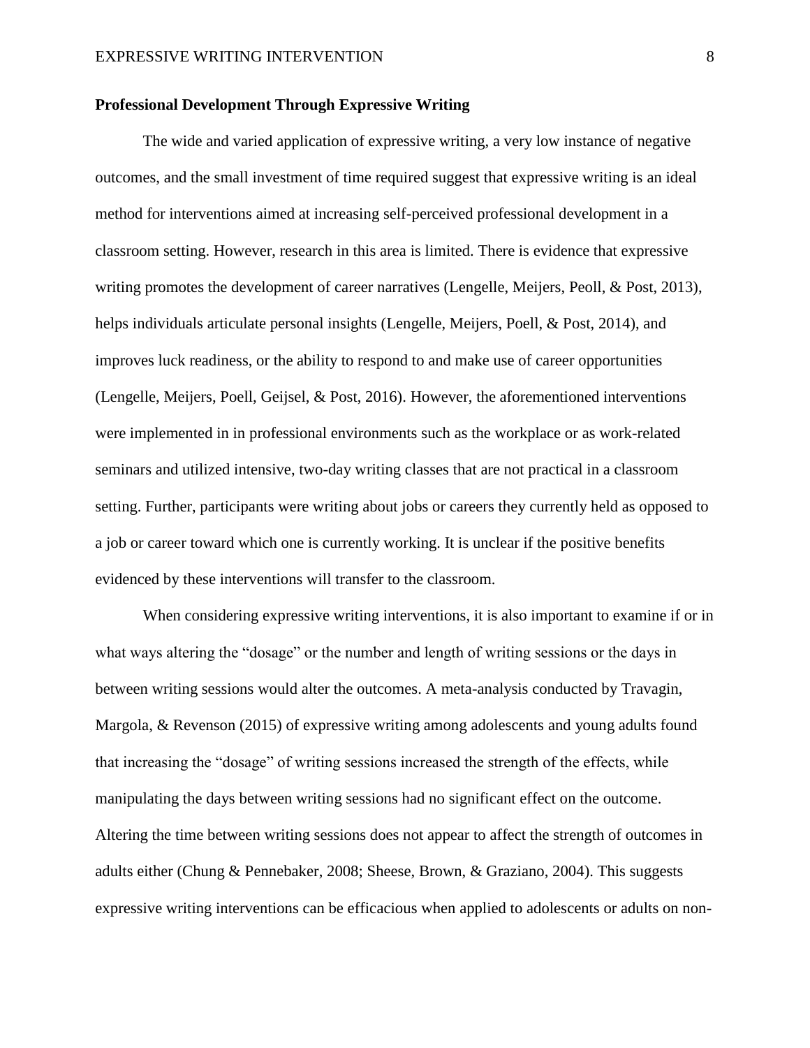**Professional Development Through Expressive Writing**

The wide and varied application of expressive writing, a very low instance of negative outcomes, and the small investment of time required suggest that expressive writing is an ideal method for interventions aimed at increasing self-perceived professional development in a classroom setting. However, research in this area is limited. There is evidence that expressive writing promotes the development of career narratives (Lengelle, Meijers, Peoll, & Post, 2013), helps individuals articulate personal insights (Lengelle, Meijers, Poell, & Post, 2014), and improves luck readiness, or the ability to respond to and make use of career opportunities (Lengelle, Meijers, Poell, Geijsel, & Post, 2016). However, the aforementioned interventions were implemented in in professional environments such as the workplace or as work-related seminars and utilized intensive, two-day writing classes that are not practical in a classroom setting. Further, participants were writing about jobs or careers they currently held as opposed to a job or career toward which one is currently working. It is unclear if the positive benefits evidenced by these interventions will transfer to the classroom.

When considering expressive writing interventions, it is also important to examine if or in what ways altering the "dosage" or the number and length of writing sessions or the days in between writing sessions would alter the outcomes. A meta-analysis conducted by Travagin, Margola, & Revenson (2015) of expressive writing among adolescents and young adults found that increasing the "dosage" of writing sessions increased the strength of the effects, while manipulating the days between writing sessions had no significant effect on the outcome. Altering the time between writing sessions does not appear to affect the strength of outcomes in adults either (Chung & Pennebaker, 2008; Sheese, Brown, & Graziano, 2004). This suggests expressive writing interventions can be efficacious when applied to adolescents or adults on non-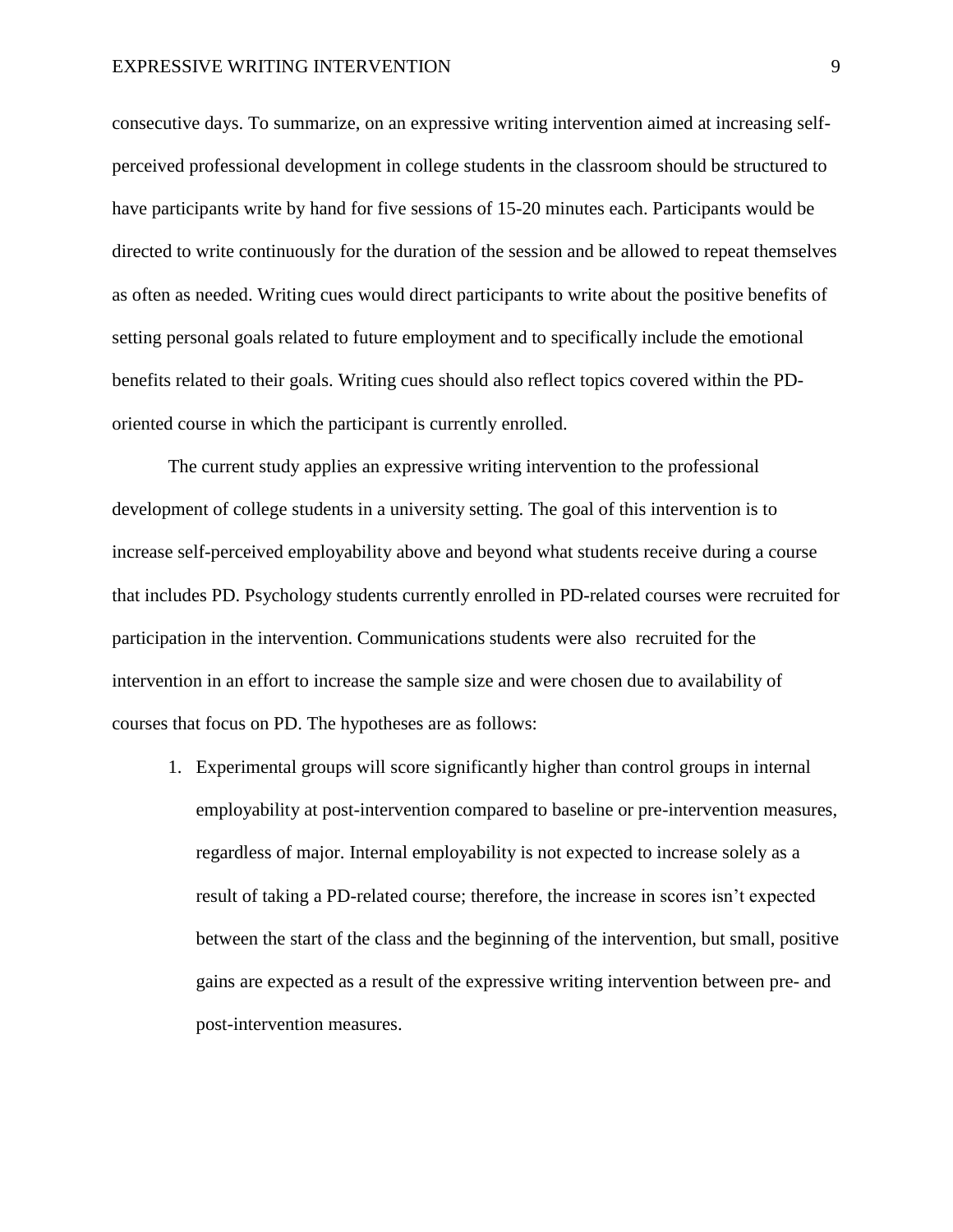consecutive days. To summarize, on an expressive writing intervention aimed at increasing self-perceived professional development in college students in the classroom should be structured to have participants write by hand for five sessions of 15-20 minutes each. Participants would be directed to write continuously for the duration of the session and be allowed to repeat themselves as often as needed. Writing cues would direct participants to write about the positive benefits of setting personal goals related to future employment and to specifically include the emotional benefits related to their goals. Writing cues should also reflect topics covered within the PD-oriented course in which the participant is currently enrolled.

The current study applies an expressive writing intervention to the professional development of college students in a university setting. The goal of this intervention is to increase self-perceived employability above and beyond what students receive during a course that includes PD. Psychology students currently enrolled in PD-related courses were recruited for participation in the intervention. Communications students were also recruited for the intervention in an effort to increase the sample size and were chosen due to availability of courses that focus on PD. The hypotheses are as follows:

1. Experimental groups will score significantly higher than control groups in internal employability at post-intervention compared to baseline or pre-intervention measures, regardless of major. Internal employability is not expected to increase solely as a result of taking a PD-related course; therefore, the increase in scores isn't expected between the start of the class and the beginning of the intervention, but small, positive gains are expected as a result of the expressive writing intervention between pre- and post-intervention measures.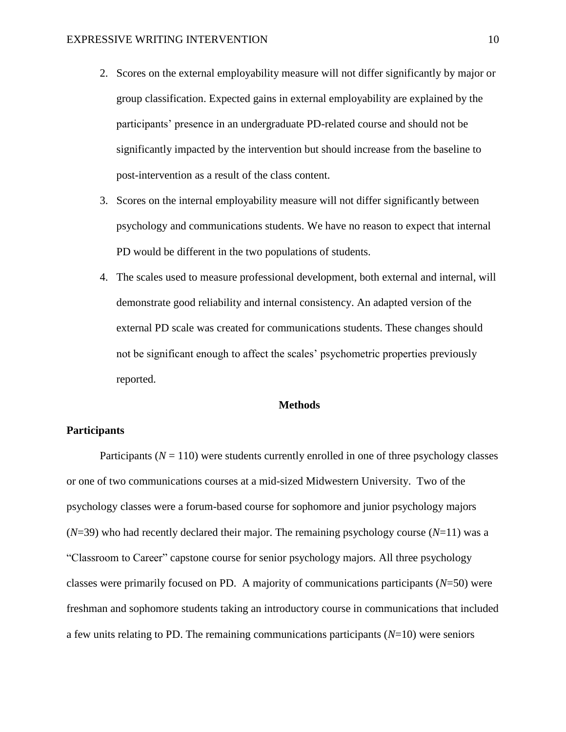2. Scores on the external employability measure will not differ significantly by major or group classification. Expected gains in external employability are explained by the participants' presence in an undergraduate PD-related course and should not be significantly impacted by the intervention but should increase from the baseline to post-intervention as a result of the class content.
3. Scores on the internal employability measure will not differ significantly between psychology and communications students. We have no reason to expect that internal PD would be different in the two populations of students.
4. The scales used to measure professional development, both external and internal, will demonstrate good reliability and internal consistency. An adapted version of the external PD scale was created for communications students. These changes should not be significant enough to affect the scales' psychometric properties previously reported.

## Methods

### Participants

Participants ($N = 110$) were students currently enrolled in one of three psychology classes or one of two communications courses at a mid-sized Midwestern University. Two of the psychology classes were a forum-based course for sophomore and junior psychology majors ($N$=39) who had recently declared their major. The remaining psychology course ($N$=11) was a "Classroom to Career" capstone course for senior psychology majors. All three psychology classes were primarily focused on PD. A majority of communications participants ($N$=50) were freshman and sophomore students taking an introductory course in communications that included a few units relating to PD. The remaining communications participants ($N$=10) were seniors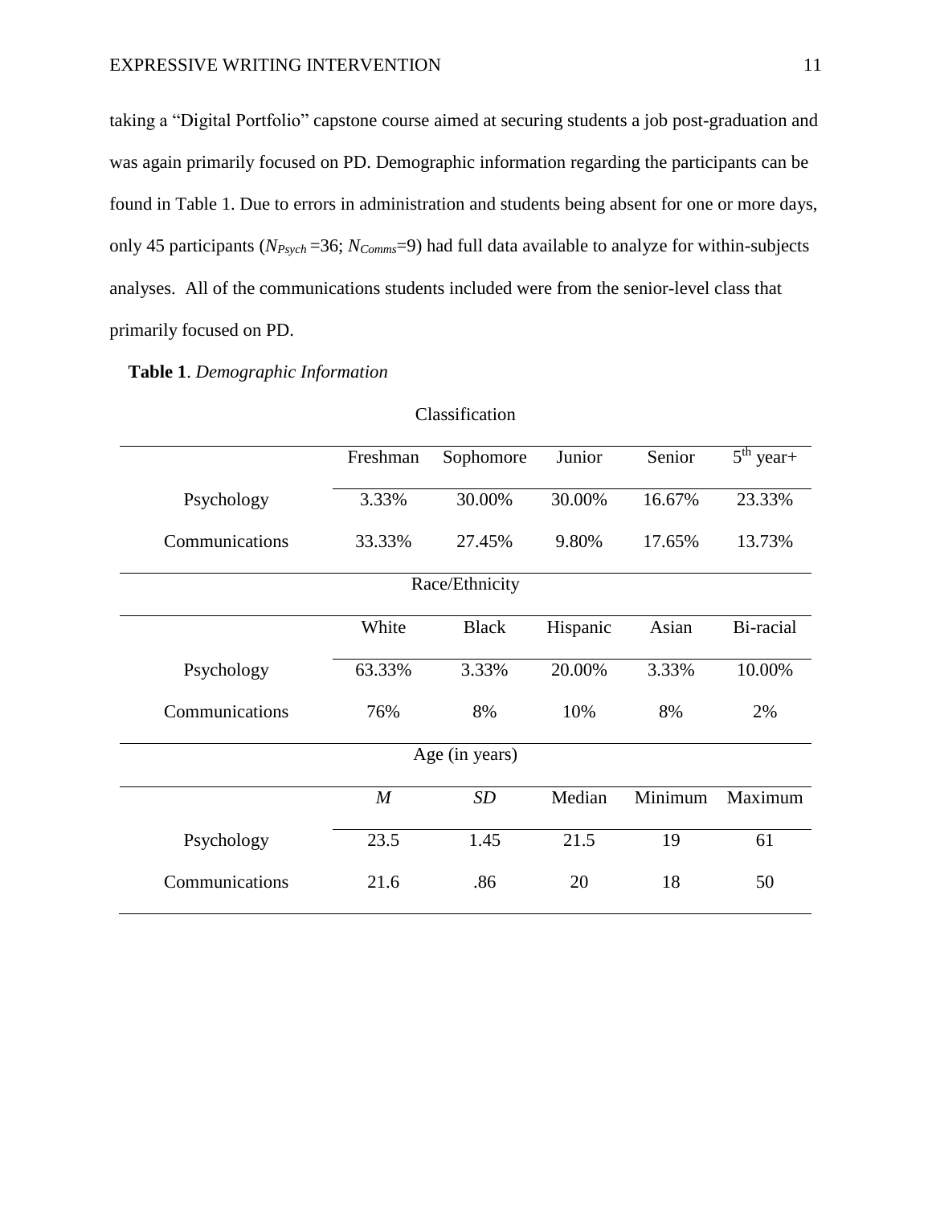taking a “Digital Portfolio” capstone course aimed at securing students a job post-graduation and was again primarily focused on PD. Demographic information regarding the participants can be found in Table 1. Due to errors in administration and students being absent for one or more days, only 45 participants ($N_{Psych}$ =36; $N_{Comms}$=9) had full data available to analyze for within-subjects analyses. All of the communications students included were from the senior-level class that primarily focused on PD.

**Table 1**. *Demographic Information*

| Classification | | | | | |
|---|---|---|---|---|---|
| | Freshman | Sophomore | Junior | Senior | 5th year+ |
| Psychology | 3.33% | 30.00% | 30.00% | 16.67% | 23.33% |
| Communications | 33.33% | 27.45% | 9.80% | 17.65% | 13.73% |
| **Race/Ethnicity** | | | | | |
| | White | Black | Hispanic | Asian | Bi-racial |
| Psychology | 63.33% | 3.33% | 20.00% | 3.33% | 10.00% |
| Communications | 76% | 8% | 10% | 8% | 2% |
| **Age (in years)** | | | | | |
| | *M* | *SD* | Median | Minimum | Maximum |
| Psychology | 23.5 | 1.45 | 21.5 | 19 | 61 |
| Communications | 21.6 | .86 | 20 | 18 | 50 |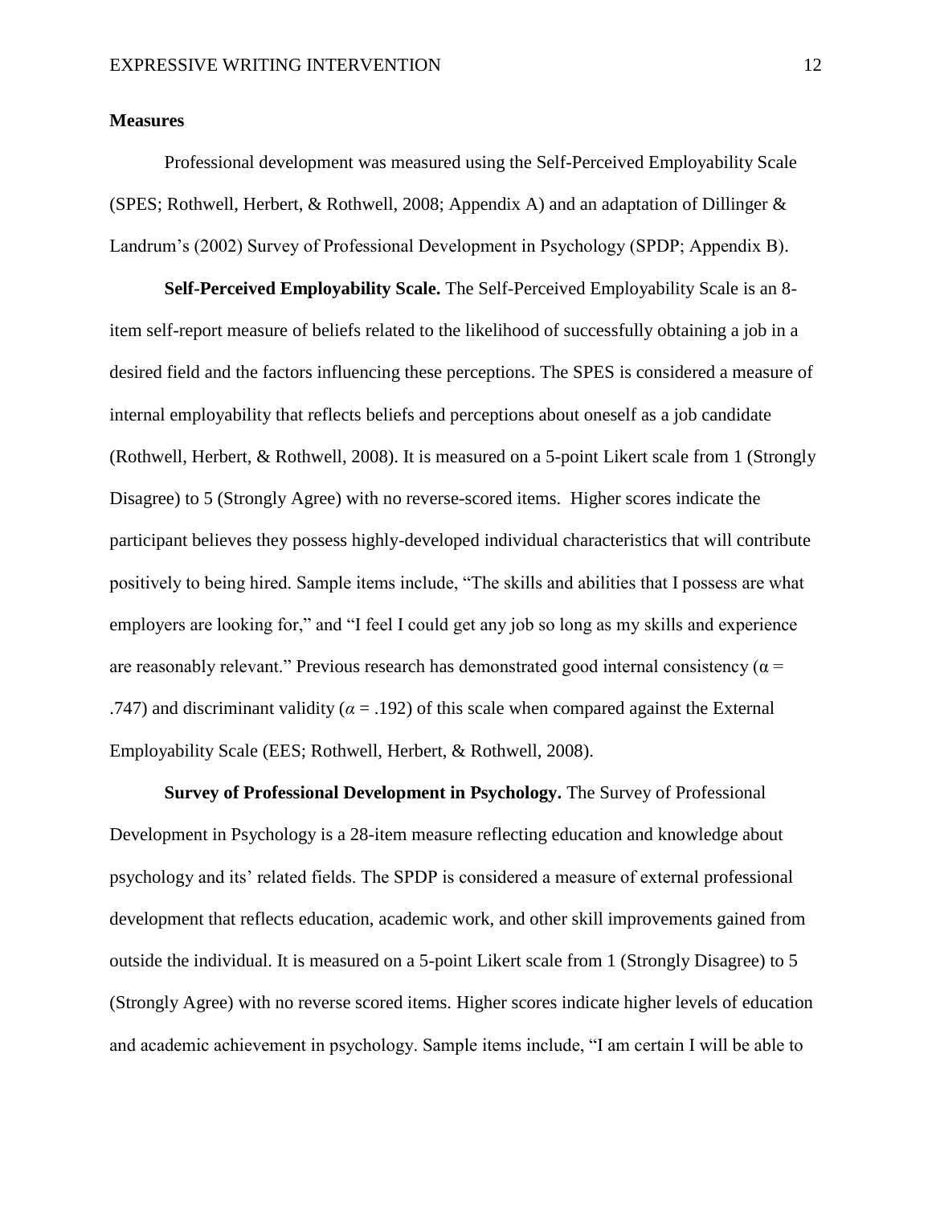**Measures**

Professional development was measured using the Self-Perceived Employability Scale (SPES; Rothwell, Herbert, & Rothwell, 2008; Appendix A) and an adaptation of Dillinger & Landrum's (2002) Survey of Professional Development in Psychology (SPDP; Appendix B).

**Self-Perceived Employability Scale.** The Self-Perceived Employability Scale is an 8-item self-report measure of beliefs related to the likelihood of successfully obtaining a job in a desired field and the factors influencing these perceptions. The SPES is considered a measure of internal employability that reflects beliefs and perceptions about oneself as a job candidate (Rothwell, Herbert, & Rothwell, 2008). It is measured on a 5-point Likert scale from 1 (Strongly Disagree) to 5 (Strongly Agree) with no reverse-scored items. Higher scores indicate the participant believes they possess highly-developed individual characteristics that will contribute positively to being hired. Sample items include, "The skills and abilities that I possess are what employers are looking for," and "I feel I could get any job so long as my skills and experience are reasonably relevant." Previous research has demonstrated good internal consistency ($\alpha = .747$) and discriminant validity ($\alpha = .192$) of this scale when compared against the External Employability Scale (EES; Rothwell, Herbert, & Rothwell, 2008).

**Survey of Professional Development in Psychology.** The Survey of Professional Development in Psychology is a 28-item measure reflecting education and knowledge about psychology and its' related fields. The SPDP is considered a measure of external professional development that reflects education, academic work, and other skill improvements gained from outside the individual. It is measured on a 5-point Likert scale from 1 (Strongly Disagree) to 5 (Strongly Agree) with no reverse scored items. Higher scores indicate higher levels of education and academic achievement in psychology. Sample items include, "I am certain I will be able to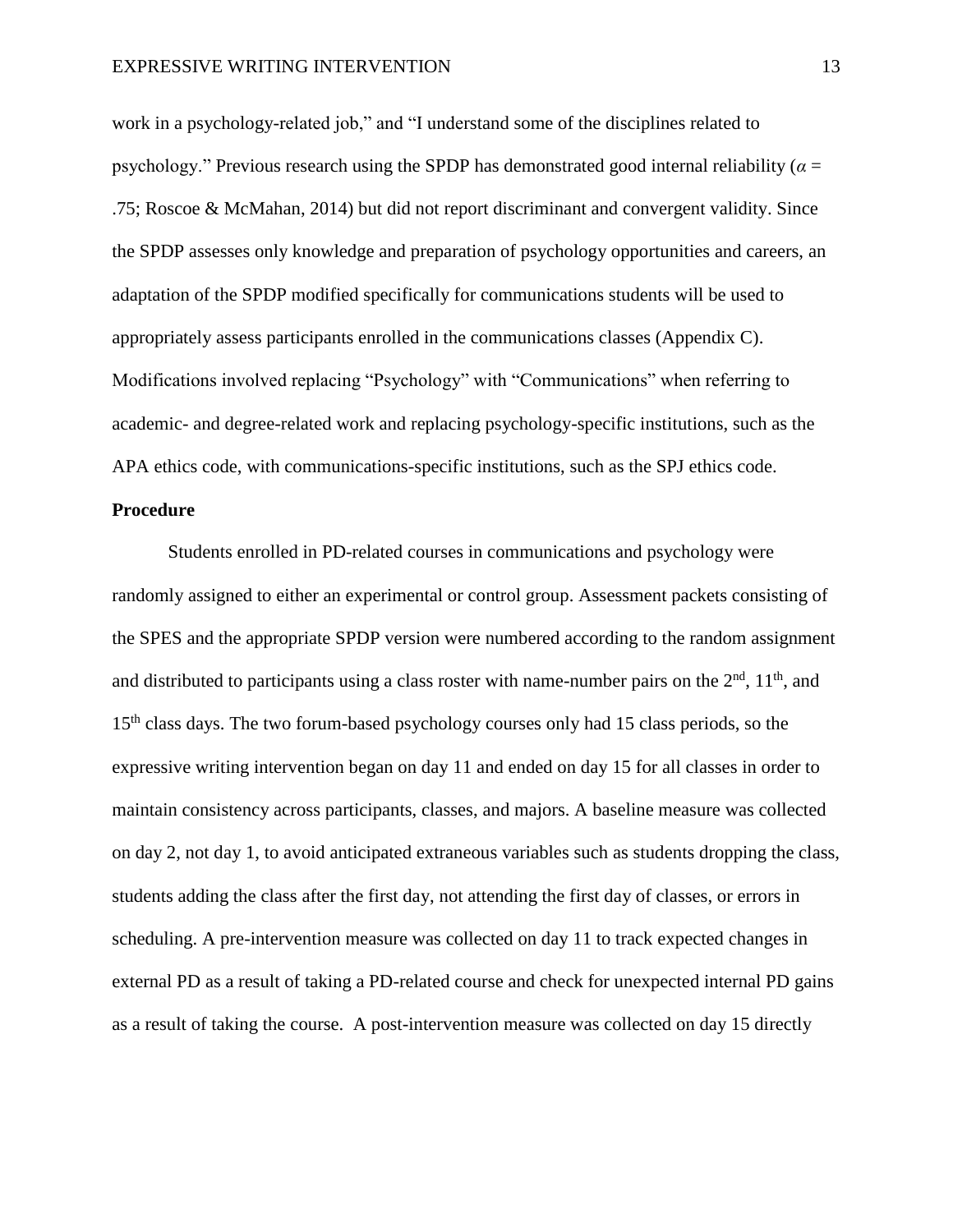work in a psychology-related job," and "I understand some of the disciplines related to psychology." Previous research using the SPDP has demonstrated good internal reliability ($\alpha$ = .75; Roscoe & McMahan, 2014) but did not report discriminant and convergent validity. Since the SPDP assesses only knowledge and preparation of psychology opportunities and careers, an adaptation of the SPDP modified specifically for communications students will be used to appropriately assess participants enrolled in the communications classes (Appendix C). Modifications involved replacing "Psychology" with "Communications" when referring to academic- and degree-related work and replacing psychology-specific institutions, such as the APA ethics code, with communications-specific institutions, such as the SPJ ethics code.

## Procedure

Students enrolled in PD-related courses in communications and psychology were randomly assigned to either an experimental or control group. Assessment packets consisting of the SPES and the appropriate SPDP version were numbered according to the random assignment and distributed to participants using a class roster with name-number pairs on the 2nd, 11th, and 15th class days. The two forum-based psychology courses only had 15 class periods, so the expressive writing intervention began on day 11 and ended on day 15 for all classes in order to maintain consistency across participants, classes, and majors. A baseline measure was collected on day 2, not day 1, to avoid anticipated extraneous variables such as students dropping the class, students adding the class after the first day, not attending the first day of classes, or errors in scheduling. A pre-intervention measure was collected on day 11 to track expected changes in external PD as a result of taking a PD-related course and check for unexpected internal PD gains as a result of taking the course. A post-intervention measure was collected on day 15 directly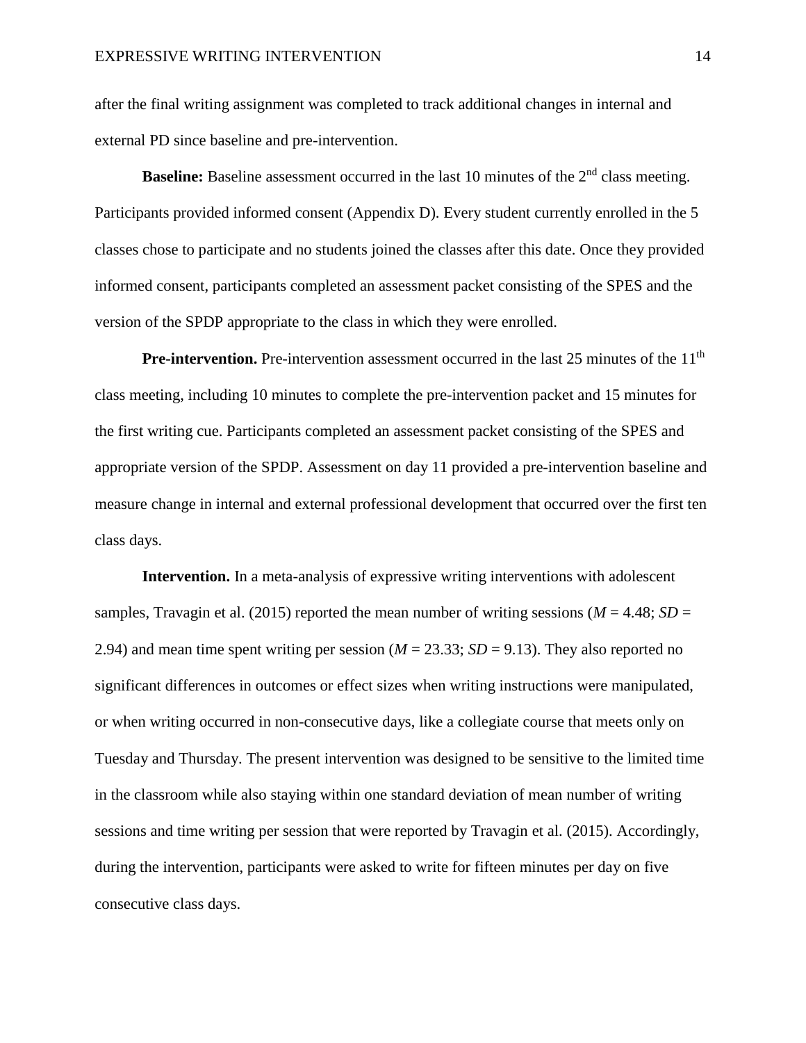after the final writing assignment was completed to track additional changes in internal and external PD since baseline and pre-intervention.

**Baseline:** Baseline assessment occurred in the last 10 minutes of the 2nd class meeting. Participants provided informed consent (Appendix D). Every student currently enrolled in the 5 classes chose to participate and no students joined the classes after this date. Once they provided informed consent, participants completed an assessment packet consisting of the SPES and the version of the SPDP appropriate to the class in which they were enrolled.

**Pre-intervention.** Pre-intervention assessment occurred in the last 25 minutes of the 11th class meeting, including 10 minutes to complete the pre-intervention packet and 15 minutes for the first writing cue. Participants completed an assessment packet consisting of the SPES and appropriate version of the SPDP. Assessment on day 11 provided a pre-intervention baseline and measure change in internal and external professional development that occurred over the first ten class days.

**Intervention.** In a meta-analysis of expressive writing interventions with adolescent samples, Travagin et al. (2015) reported the mean number of writing sessions ($M$ = 4.48; $SD$ = 2.94) and mean time spent writing per session ($M$ = 23.33; $SD$ = 9.13). They also reported no significant differences in outcomes or effect sizes when writing instructions were manipulated, or when writing occurred in non-consecutive days, like a collegiate course that meets only on Tuesday and Thursday. The present intervention was designed to be sensitive to the limited time in the classroom while also staying within one standard deviation of mean number of writing sessions and time writing per session that were reported by Travagin et al. (2015). Accordingly, during the intervention, participants were asked to write for fifteen minutes per day on five consecutive class days.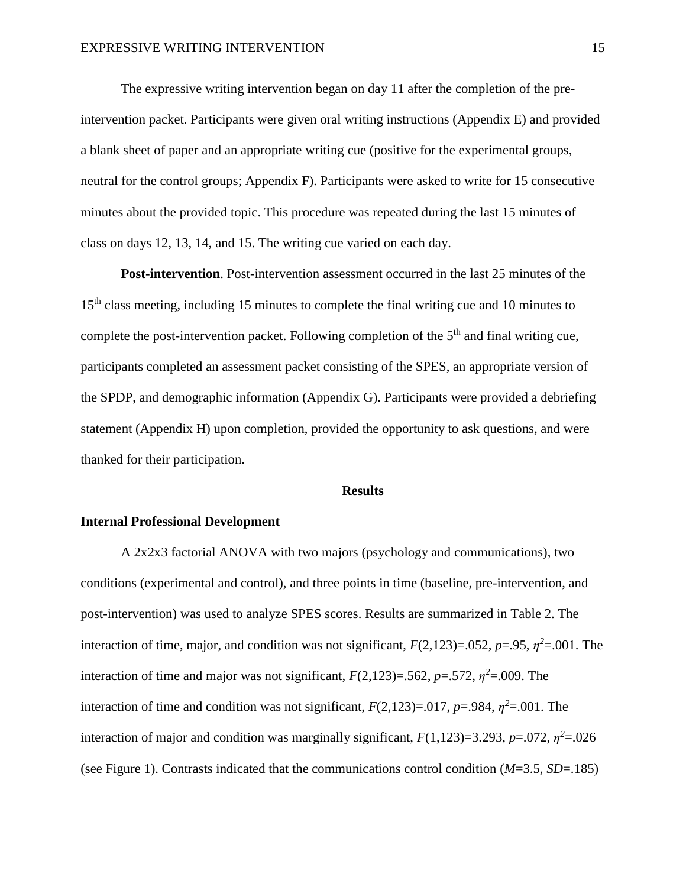The expressive writing intervention began on day 11 after the completion of the pre-intervention packet. Participants were given oral writing instructions (Appendix E) and provided a blank sheet of paper and an appropriate writing cue (positive for the experimental groups, neutral for the control groups; Appendix F). Participants were asked to write for 15 consecutive minutes about the provided topic. This procedure was repeated during the last 15 minutes of class on days 12, 13, 14, and 15. The writing cue varied on each day.

**Post-intervention**. Post-intervention assessment occurred in the last 25 minutes of the 15th class meeting, including 15 minutes to complete the final writing cue and 10 minutes to complete the post-intervention packet. Following completion of the 5th and final writing cue, participants completed an assessment packet consisting of the SPES, an appropriate version of the SPDP, and demographic information (Appendix G). Participants were provided a debriefing statement (Appendix H) upon completion, provided the opportunity to ask questions, and were thanked for their participation.

## Results

### Internal Professional Development

A 2x2x3 factorial ANOVA with two majors (psychology and communications), two conditions (experimental and control), and three points in time (baseline, pre-intervention, and post-intervention) was used to analyze SPES scores. Results are summarized in Table 2. The interaction of time, major, and condition was not significant, $F(2,123)=.052$, $p=.95$, $\eta^2=.001$. The interaction of time and major was not significant, $F(2,123)=.562$, $p=.572$, $\eta^2=.009$. The interaction of time and condition was not significant, $F(2,123)=.017$, $p=.984$, $\eta^2=.001$. The interaction of major and condition was marginally significant, $F(1,123)=3.293$, $p=.072$, $\eta^2=.026$ (see Figure 1). Contrasts indicated that the communications control condition ($M=3.5$, $SD=.185$)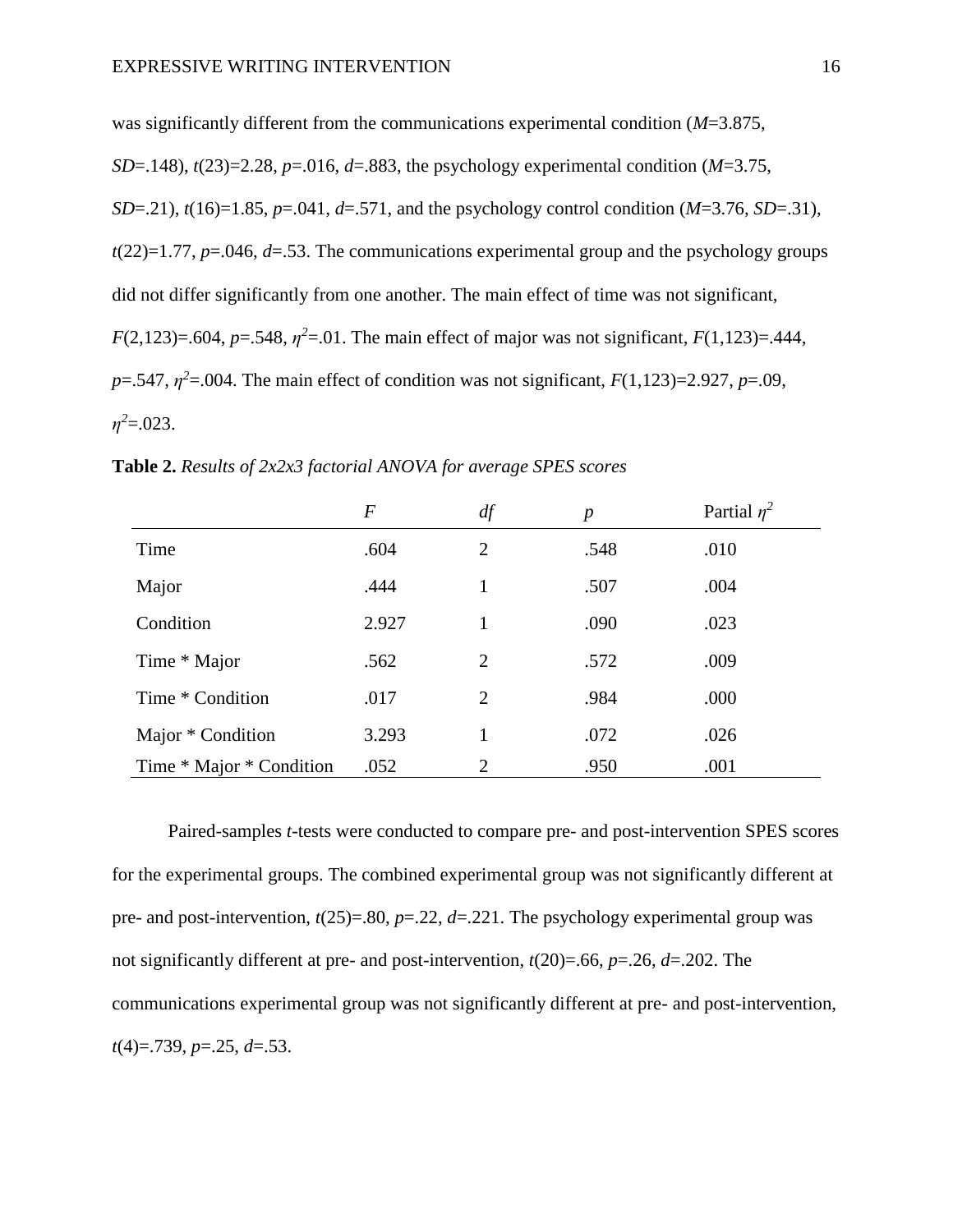was significantly different from the communications experimental condition (*M*=3.875, *SD*=.148), $t(23)=2.28$, $p=.016$, $d=.883$, the psychology experimental condition (*M*=3.75, *SD*=.21), $t(16)=1.85$, $p=.041$, $d=.571$, and the psychology control condition (*M*=3.76, *SD*=.31), $t(22)=1.77$, $p=.046$, $d=.53$. The communications experimental group and the psychology groups did not differ significantly from one another. The main effect of time was not significant, $F(2,123)=.604$, $p=.548$, $\eta^2=.01$. The main effect of major was not significant, $F(1,123)=.444$, $p=.547$, $\eta^2=.004$. The main effect of condition was not significant, $F(1,123)=2.927$, $p=.09$, $\eta^2=.023$.

**Table 2.** *Results of 2x2x3 factorial ANOVA for average SPES scores*

| | *F* | *df* | *p* | Partial $\eta^2$ |
|---|---|---|---|---|
| Time | .604 | 2 | .548 | .010 |
| Major | .444 | 1 | .507 | .004 |
| Condition | 2.927 | 1 | .090 | .023 |
| Time * Major | .562 | 2 | .572 | .009 |
| Time * Condition | .017 | 2 | .984 | .000 |
| Major * Condition | 3.293 | 1 | .072 | .026 |
| Time * Major * Condition | .052 | 2 | .950 | .001 |

Paired-samples *t*-tests were conducted to compare pre- and post-intervention SPES scores for the experimental groups. The combined experimental group was not significantly different at pre- and post-intervention, $t(25)=.80$, $p=.22$, $d=.221$. The psychology experimental group was not significantly different at pre- and post-intervention, $t(20)=.66$, $p=.26$, $d=.202$. The communications experimental group was not significantly different at pre- and post-intervention, $t(4)=.739$, $p=.25$, $d=.53$.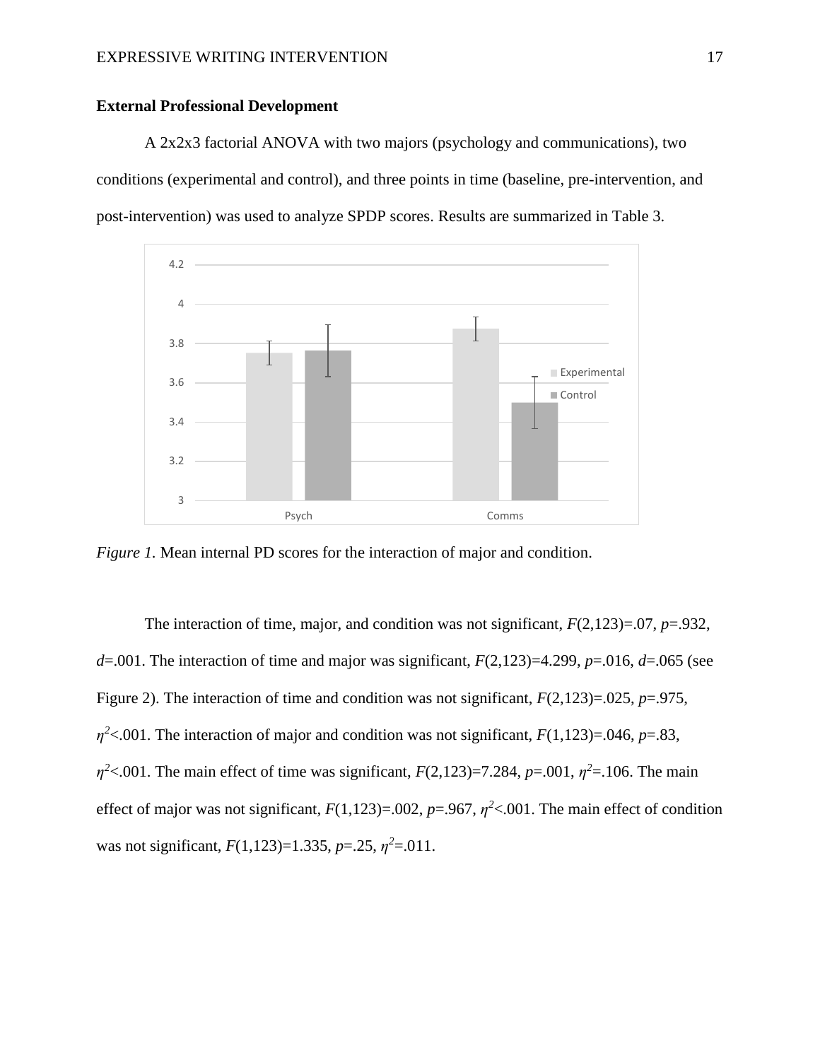**External Professional Development**

A 2x2x3 factorial ANOVA with two majors (psychology and communications), two conditions (experimental and control), and three points in time (baseline, pre-intervention, and post-intervention) was used to analyze SPDP scores. Results are summarized in Table 3.

*Figure 1.* Mean internal PD scores for the interaction of major and condition.

The interaction of time, major, and condition was not significant, $F(2,123)=.07$, $p=.932$, $d=.001$. The interaction of time and major was significant, $F(2,123)=4.299$, $p=.016$, $d=.065$ (see Figure 2). The interaction of time and condition was not significant, $F(2,123)=.025$, $p=.975$, $\eta^2<.001$. The interaction of major and condition was not significant, $F(1,123)=.046$, $p=.83$, $\eta^2<.001$. The main effect of time was significant, $F(2,123)=7.284$, $p=.001$, $\eta^2=.106$. The main effect of major was not significant, $F(1,123)=.002$, $p=.967$, $\eta^2<.001$. The main effect of condition was not significant, $F(1,123)=1.335$, $p=.25$, $\eta^2=.011$.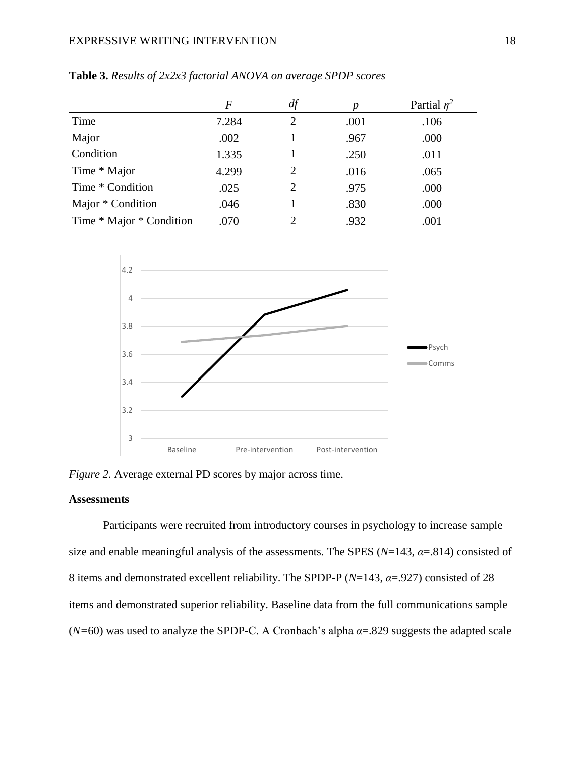**Table 3.** *Results of 2x2x3 factorial ANOVA on average SPDP scores*

| | $F$ | $df$ | $p$ | Partial $\eta^2$ |
|---|---|---|---|---|
| Time | 7.284 | 2 | .001 | .106 |
| Major | .002 | 1 | .967 | .000 |
| Condition | 1.335 | 1 | .250 | .011 |
| Time * Major | 4.299 | 2 | .016 | .065 |
| Time * Condition | .025 | 2 | .975 | .000 |
| Major * Condition | .046 | 1 | .830 | .000 |
| Time * Major * Condition | .070 | 2 | .932 | .001 |

*Figure 2.* Average external PD scores by major across time.

### Assessments

Participants were recruited from introductory courses in psychology to increase sample size and enable meaningful analysis of the assessments. The SPES ($N$=143, $\alpha$=.814) consisted of 8 items and demonstrated excellent reliability. The SPDP-P ($N$=143, $\alpha$=.927) consisted of 28 items and demonstrated superior reliability. Baseline data from the full communications sample ($N$=60) was used to analyze the SPDP-C. A Cronbach's alpha $\alpha$=.829 suggests the adapted scale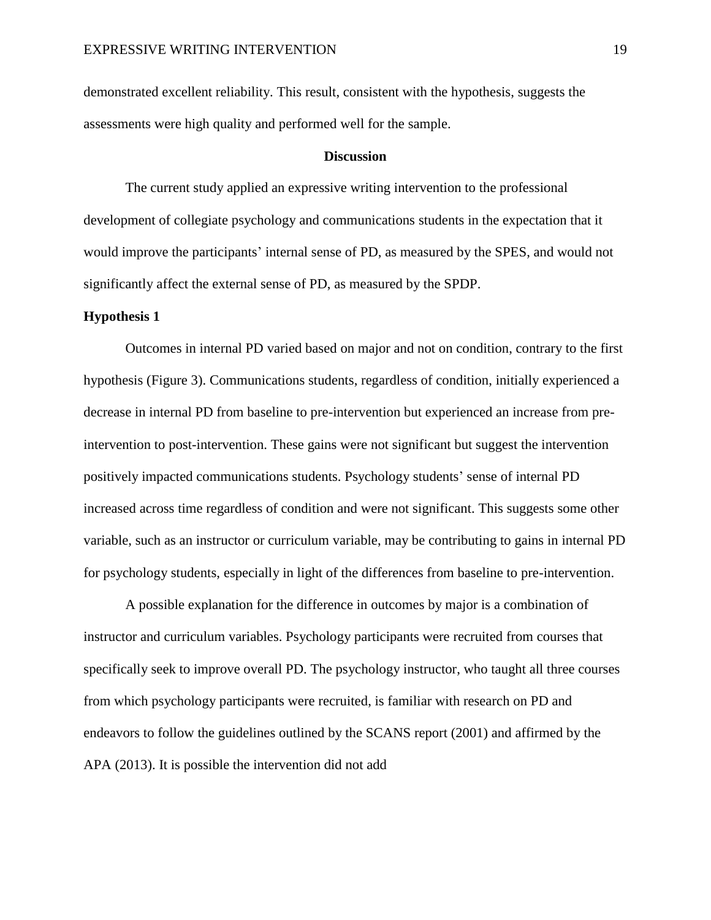demonstrated excellent reliability. This result, consistent with the hypothesis, suggests the assessments were high quality and performed well for the sample.

## Discussion

The current study applied an expressive writing intervention to the professional development of collegiate psychology and communications students in the expectation that it would improve the participants' internal sense of PD, as measured by the SPES, and would not significantly affect the external sense of PD, as measured by the SPDP.

### Hypothesis 1

Outcomes in internal PD varied based on major and not on condition, contrary to the first hypothesis (Figure 3). Communications students, regardless of condition, initially experienced a decrease in internal PD from baseline to pre-intervention but experienced an increase from pre-intervention to post-intervention. These gains were not significant but suggest the intervention positively impacted communications students. Psychology students' sense of internal PD increased across time regardless of condition and were not significant. This suggests some other variable, such as an instructor or curriculum variable, may be contributing to gains in internal PD for psychology students, especially in light of the differences from baseline to pre-intervention.

A possible explanation for the difference in outcomes by major is a combination of instructor and curriculum variables. Psychology participants were recruited from courses that specifically seek to improve overall PD. The psychology instructor, who taught all three courses from which psychology participants were recruited, is familiar with research on PD and endeavors to follow the guidelines outlined by the SCANS report (2001) and affirmed by the APA (2013). It is possible the intervention did not add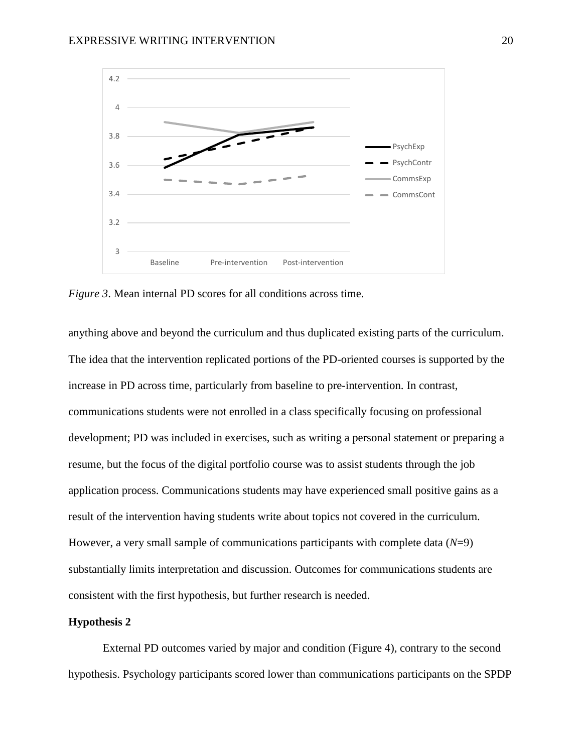*Figure 3*. Mean internal PD scores for all conditions across time.

anything above and beyond the curriculum and thus duplicated existing parts of the curriculum. The idea that the intervention replicated portions of the PD-oriented courses is supported by the increase in PD across time, particularly from baseline to pre-intervention. In contrast, communications students were not enrolled in a class specifically focusing on professional development; PD was included in exercises, such as writing a personal statement or preparing a resume, but the focus of the digital portfolio course was to assist students through the job application process. Communications students may have experienced small positive gains as a result of the intervention having students write about topics not covered in the curriculum. However, a very small sample of communications participants with complete data ($N$=9) substantially limits interpretation and discussion. Outcomes for communications students are consistent with the first hypothesis, but further research is needed.

**Hypothesis 2**

External PD outcomes varied by major and condition (Figure 4), contrary to the second hypothesis. Psychology participants scored lower than communications participants on the SPDP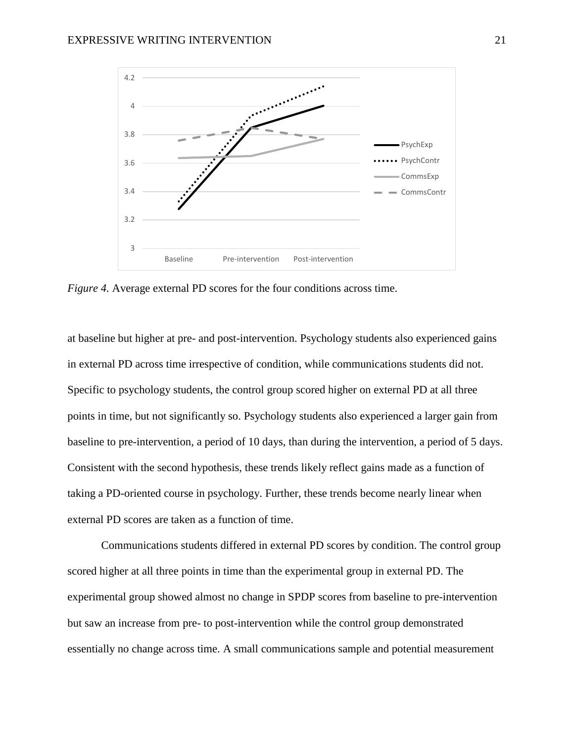*Figure 4.* Average external PD scores for the four conditions across time.

at baseline but higher at pre- and post-intervention. Psychology students also experienced gains in external PD across time irrespective of condition, while communications students did not. Specific to psychology students, the control group scored higher on external PD at all three points in time, but not significantly so. Psychology students also experienced a larger gain from baseline to pre-intervention, a period of 10 days, than during the intervention, a period of 5 days. Consistent with the second hypothesis, these trends likely reflect gains made as a function of taking a PD-oriented course in psychology. Further, these trends become nearly linear when external PD scores are taken as a function of time.

Communications students differed in external PD scores by condition. The control group scored higher at all three points in time than the experimental group in external PD. The experimental group showed almost no change in SPDP scores from baseline to pre-intervention but saw an increase from pre- to post-intervention while the control group demonstrated essentially no change across time. A small communications sample and potential measurement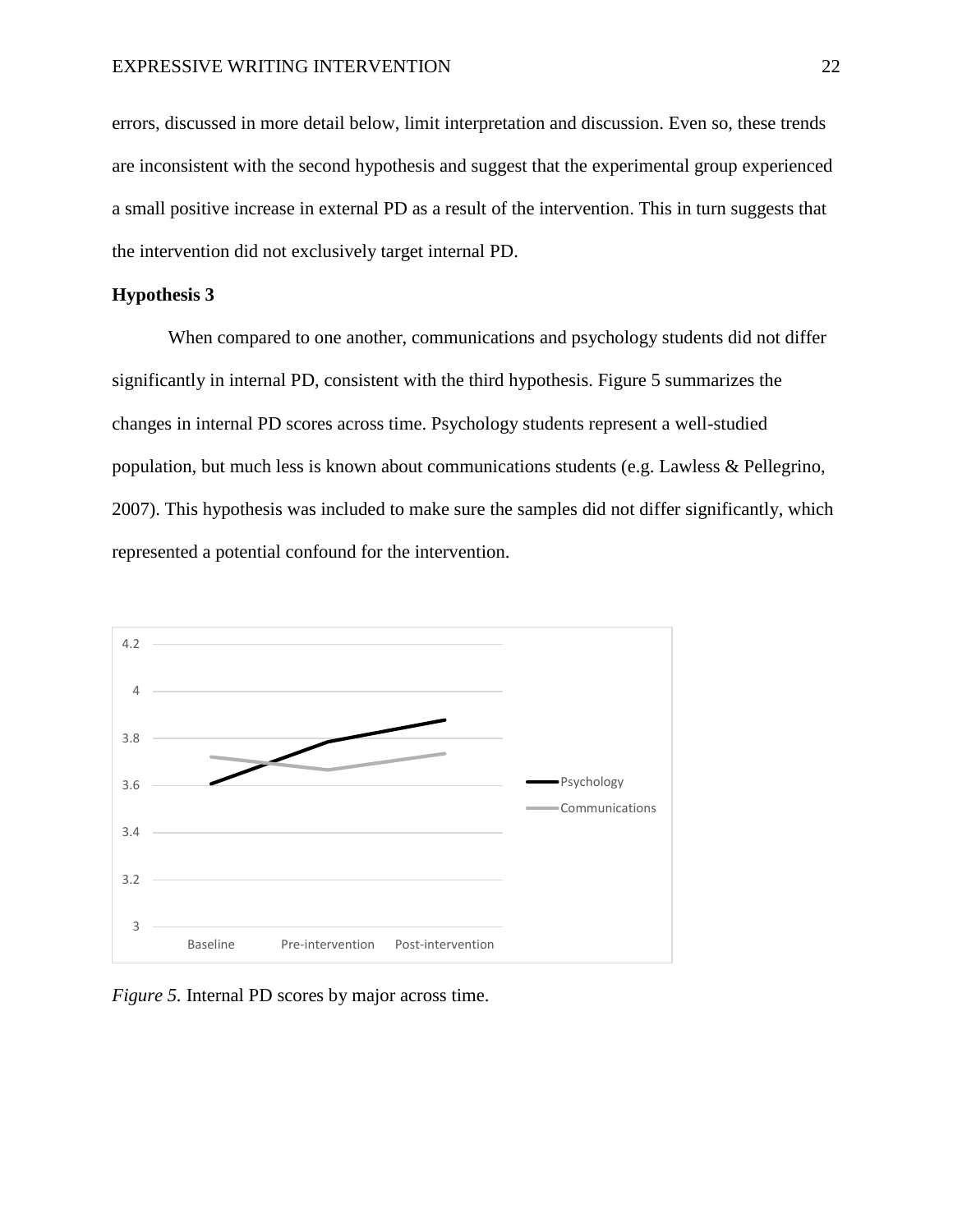errors, discussed in more detail below, limit interpretation and discussion. Even so, these trends are inconsistent with the second hypothesis and suggest that the experimental group experienced a small positive increase in external PD as a result of the intervention. This in turn suggests that the intervention did not exclusively target internal PD.

**Hypothesis 3**

When compared to one another, communications and psychology students did not differ significantly in internal PD, consistent with the third hypothesis. Figure 5 summarizes the changes in internal PD scores across time. Psychology students represent a well-studied population, but much less is known about communications students (e.g. Lawless & Pellegrino, 2007). This hypothesis was included to make sure the samples did not differ significantly, which represented a potential confound for the intervention.

*Figure 5.* Internal PD scores by major across time.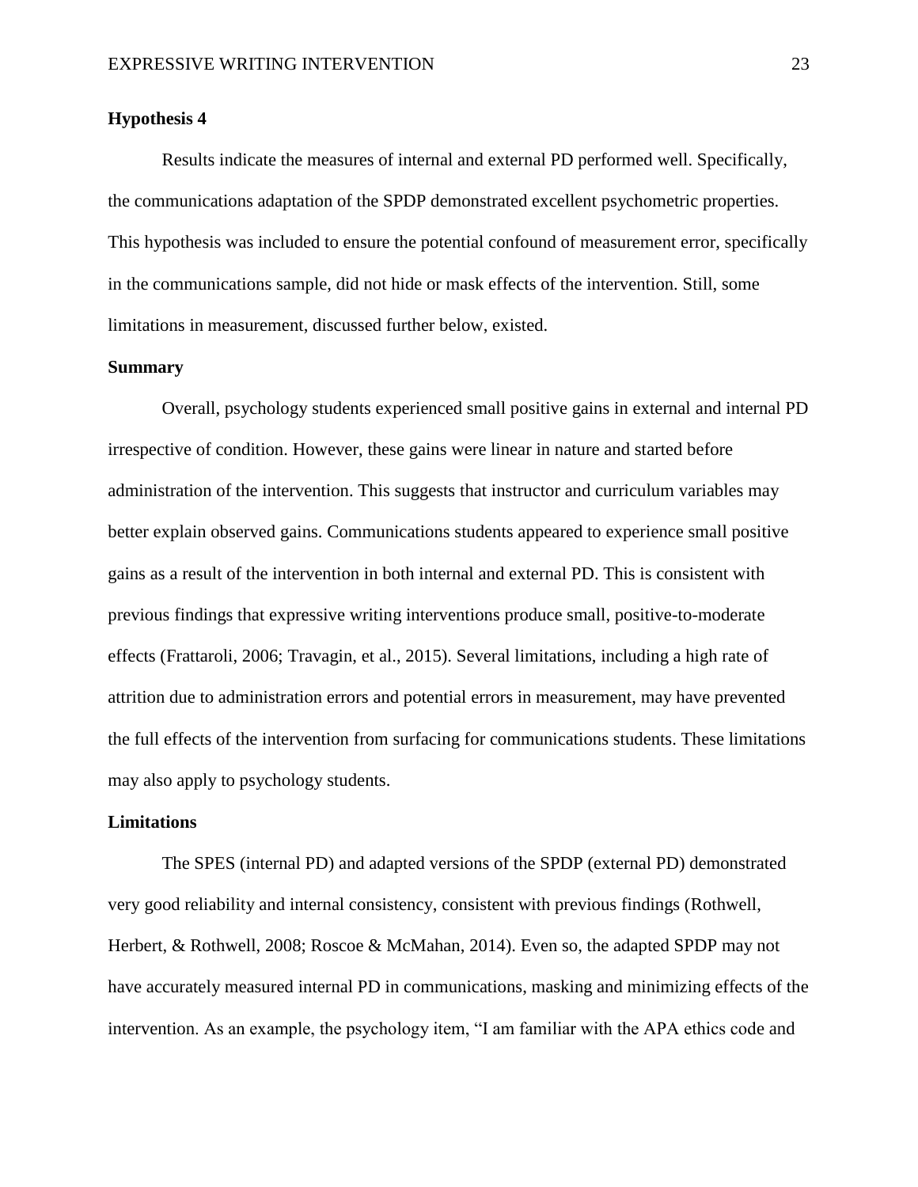**Hypothesis 4**

Results indicate the measures of internal and external PD performed well. Specifically, the communications adaptation of the SPDP demonstrated excellent psychometric properties. This hypothesis was included to ensure the potential confound of measurement error, specifically in the communications sample, did not hide or mask effects of the intervention. Still, some limitations in measurement, discussed further below, existed.

**Summary**

Overall, psychology students experienced small positive gains in external and internal PD irrespective of condition. However, these gains were linear in nature and started before administration of the intervention. This suggests that instructor and curriculum variables may better explain observed gains. Communications students appeared to experience small positive gains as a result of the intervention in both internal and external PD. This is consistent with previous findings that expressive writing interventions produce small, positive-to-moderate effects (Frattaroli, 2006; Travagin, et al., 2015). Several limitations, including a high rate of attrition due to administration errors and potential errors in measurement, may have prevented the full effects of the intervention from surfacing for communications students. These limitations may also apply to psychology students.

**Limitations**

The SPES (internal PD) and adapted versions of the SPDP (external PD) demonstrated very good reliability and internal consistency, consistent with previous findings (Rothwell, Herbert, & Rothwell, 2008; Roscoe & McMahan, 2014). Even so, the adapted SPDP may not have accurately measured internal PD in communications, masking and minimizing effects of the intervention. As an example, the psychology item, “I am familiar with the APA ethics code and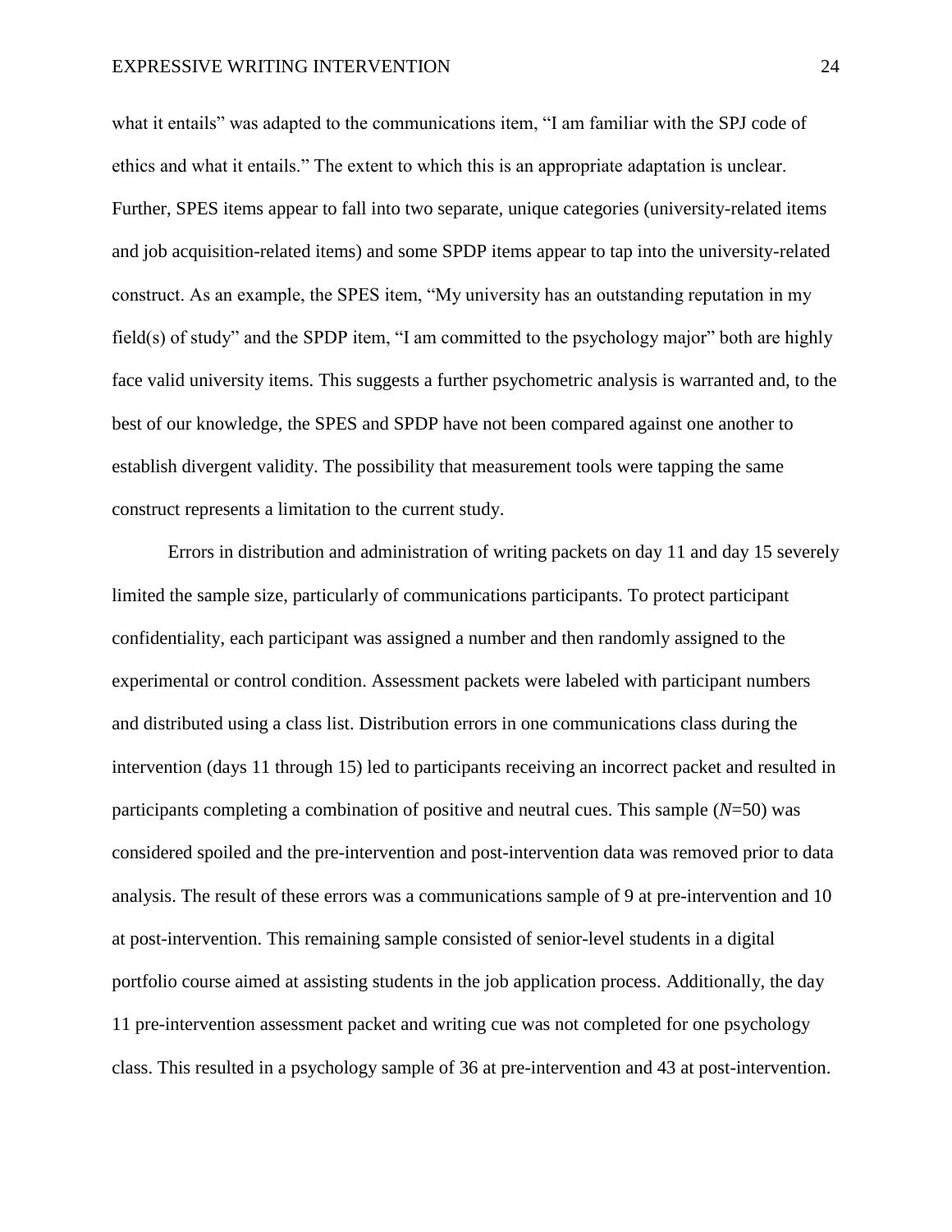what it entails" was adapted to the communications item, "I am familiar with the SPJ code of ethics and what it entails." The extent to which this is an appropriate adaptation is unclear. Further, SPES items appear to fall into two separate, unique categories (university-related items and job acquisition-related items) and some SPDP items appear to tap into the university-related construct. As an example, the SPES item, "My university has an outstanding reputation in my field(s) of study" and the SPDP item, "I am committed to the psychology major" both are highly face valid university items. This suggests a further psychometric analysis is warranted and, to the best of our knowledge, the SPES and SPDP have not been compared against one another to establish divergent validity. The possibility that measurement tools were tapping the same construct represents a limitation to the current study.

Errors in distribution and administration of writing packets on day 11 and day 15 severely limited the sample size, particularly of communications participants. To protect participant confidentiality, each participant was assigned a number and then randomly assigned to the experimental or control condition. Assessment packets were labeled with participant numbers and distributed using a class list. Distribution errors in one communications class during the intervention (days 11 through 15) led to participants receiving an incorrect packet and resulted in participants completing a combination of positive and neutral cues. This sample ($N$=50) was considered spoiled and the pre-intervention and post-intervention data was removed prior to data analysis. The result of these errors was a communications sample of 9 at pre-intervention and 10 at post-intervention. This remaining sample consisted of senior-level students in a digital portfolio course aimed at assisting students in the job application process. Additionally, the day 11 pre-intervention assessment packet and writing cue was not completed for one psychology class. This resulted in a psychology sample of 36 at pre-intervention and 43 at post-intervention.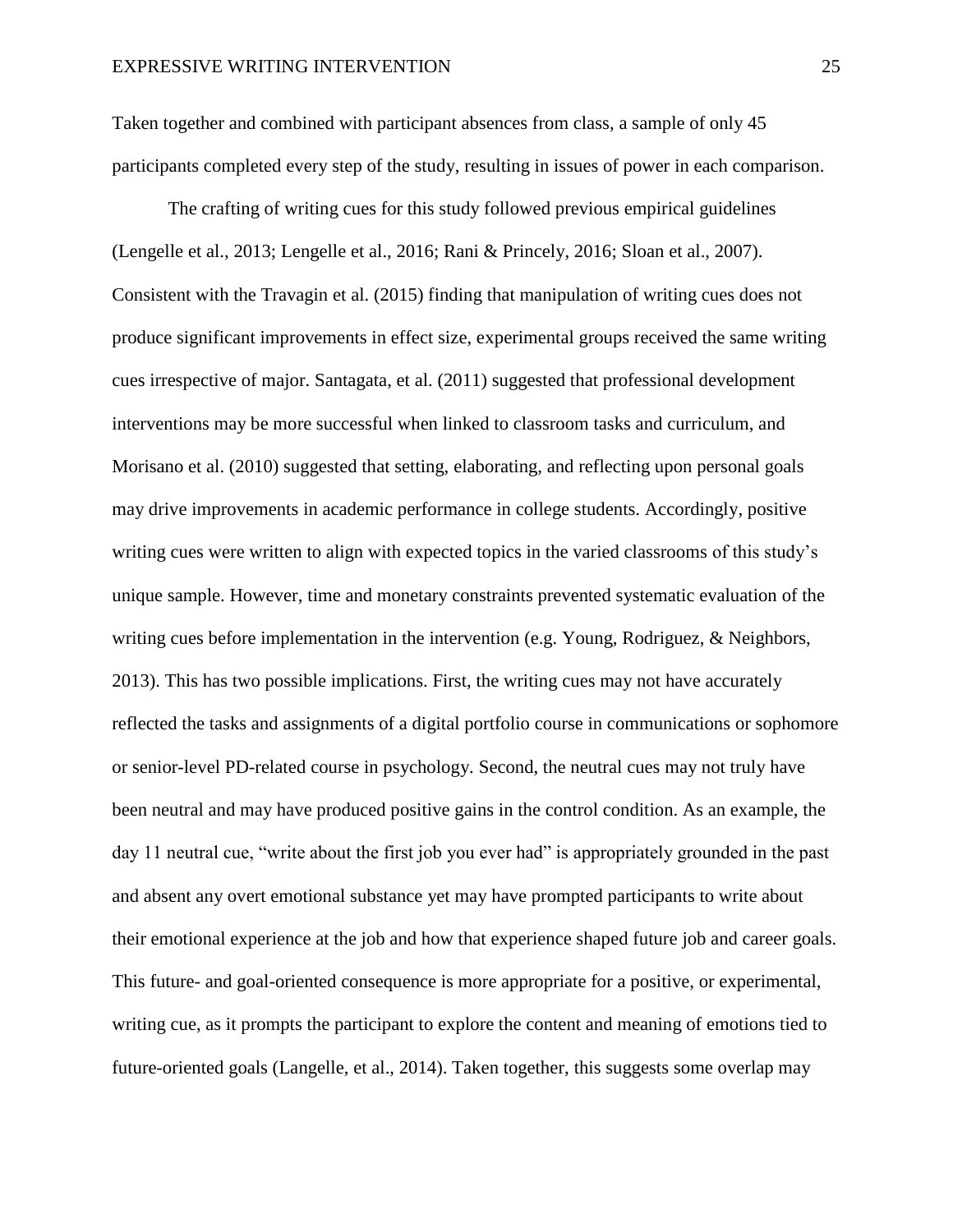Taken together and combined with participant absences from class, a sample of only 45 participants completed every step of the study, resulting in issues of power in each comparison.

The crafting of writing cues for this study followed previous empirical guidelines (Lengelle et al., 2013; Lengelle et al., 2016; Rani & Princely, 2016; Sloan et al., 2007). Consistent with the Travagin et al. (2015) finding that manipulation of writing cues does not produce significant improvements in effect size, experimental groups received the same writing cues irrespective of major. Santagata, et al. (2011) suggested that professional development interventions may be more successful when linked to classroom tasks and curriculum, and Morisano et al. (2010) suggested that setting, elaborating, and reflecting upon personal goals may drive improvements in academic performance in college students. Accordingly, positive writing cues were written to align with expected topics in the varied classrooms of this study's unique sample. However, time and monetary constraints prevented systematic evaluation of the writing cues before implementation in the intervention (e.g. Young, Rodriguez, & Neighbors, 2013). This has two possible implications. First, the writing cues may not have accurately reflected the tasks and assignments of a digital portfolio course in communications or sophomore or senior-level PD-related course in psychology. Second, the neutral cues may not truly have been neutral and may have produced positive gains in the control condition. As an example, the day 11 neutral cue, "write about the first job you ever had" is appropriately grounded in the past and absent any overt emotional substance yet may have prompted participants to write about their emotional experience at the job and how that experience shaped future job and career goals. This future- and goal-oriented consequence is more appropriate for a positive, or experimental, writing cue, as it prompts the participant to explore the content and meaning of emotions tied to future-oriented goals (Langelle, et al., 2014). Taken together, this suggests some overlap may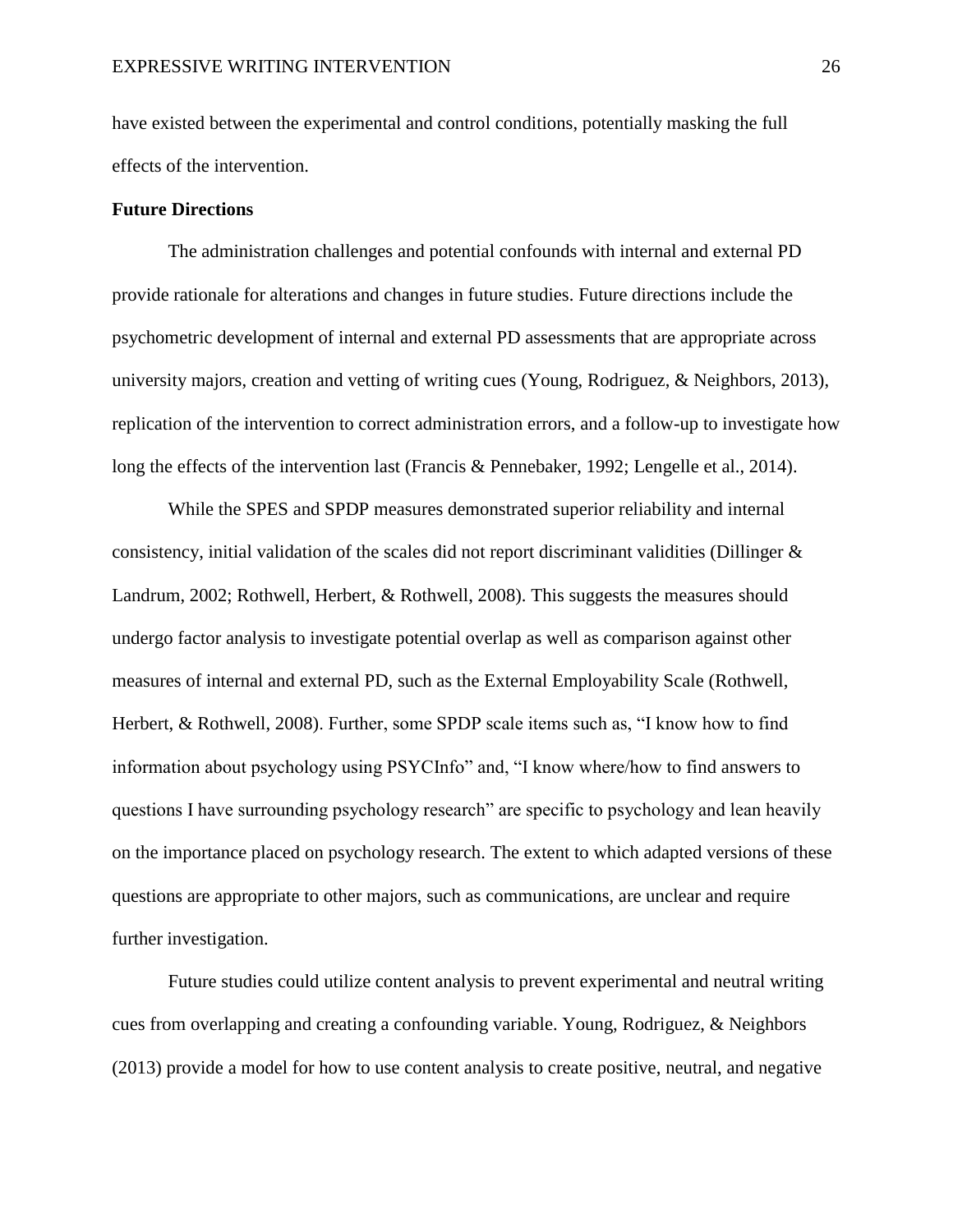have existed between the experimental and control conditions, potentially masking the full effects of the intervention.

**Future Directions**

The administration challenges and potential confounds with internal and external PD provide rationale for alterations and changes in future studies. Future directions include the psychometric development of internal and external PD assessments that are appropriate across university majors, creation and vetting of writing cues (Young, Rodriguez, & Neighbors, 2013), replication of the intervention to correct administration errors, and a follow-up to investigate how long the effects of the intervention last (Francis & Pennebaker, 1992; Lengelle et al., 2014).

While the SPES and SPDP measures demonstrated superior reliability and internal consistency, initial validation of the scales did not report discriminant validities (Dillinger & Landrum, 2002; Rothwell, Herbert, & Rothwell, 2008). This suggests the measures should undergo factor analysis to investigate potential overlap as well as comparison against other measures of internal and external PD, such as the External Employability Scale (Rothwell, Herbert, & Rothwell, 2008). Further, some SPDP scale items such as, "I know how to find information about psychology using PSYCInfo" and, "I know where/how to find answers to questions I have surrounding psychology research" are specific to psychology and lean heavily on the importance placed on psychology research. The extent to which adapted versions of these questions are appropriate to other majors, such as communications, are unclear and require further investigation.

Future studies could utilize content analysis to prevent experimental and neutral writing cues from overlapping and creating a confounding variable. Young, Rodriguez, & Neighbors (2013) provide a model for how to use content analysis to create positive, neutral, and negative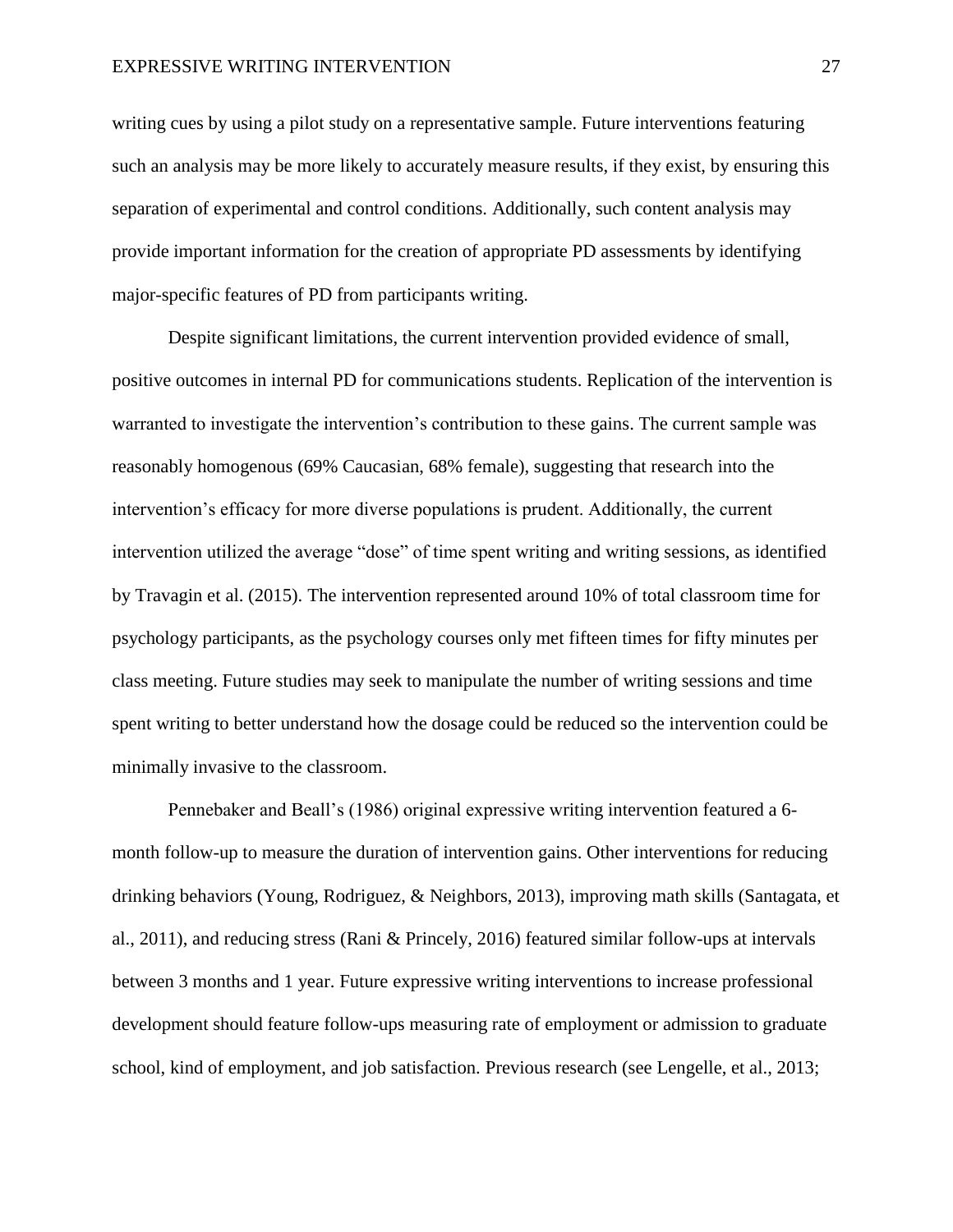writing cues by using a pilot study on a representative sample. Future interventions featuring such an analysis may be more likely to accurately measure results, if they exist, by ensuring this separation of experimental and control conditions. Additionally, such content analysis may provide important information for the creation of appropriate PD assessments by identifying major-specific features of PD from participants writing.

Despite significant limitations, the current intervention provided evidence of small, positive outcomes in internal PD for communications students. Replication of the intervention is warranted to investigate the intervention's contribution to these gains. The current sample was reasonably homogenous (69% Caucasian, 68% female), suggesting that research into the intervention's efficacy for more diverse populations is prudent. Additionally, the current intervention utilized the average "dose" of time spent writing and writing sessions, as identified by Travagin et al. (2015). The intervention represented around 10% of total classroom time for psychology participants, as the psychology courses only met fifteen times for fifty minutes per class meeting. Future studies may seek to manipulate the number of writing sessions and time spent writing to better understand how the dosage could be reduced so the intervention could be minimally invasive to the classroom.

Pennebaker and Beall's (1986) original expressive writing intervention featured a 6-month follow-up to measure the duration of intervention gains. Other interventions for reducing drinking behaviors (Young, Rodriguez, & Neighbors, 2013), improving math skills (Santagata, et al., 2011), and reducing stress (Rani & Princely, 2016) featured similar follow-ups at intervals between 3 months and 1 year. Future expressive writing interventions to increase professional development should feature follow-ups measuring rate of employment or admission to graduate school, kind of employment, and job satisfaction. Previous research (see Lengelle, et al., 2013;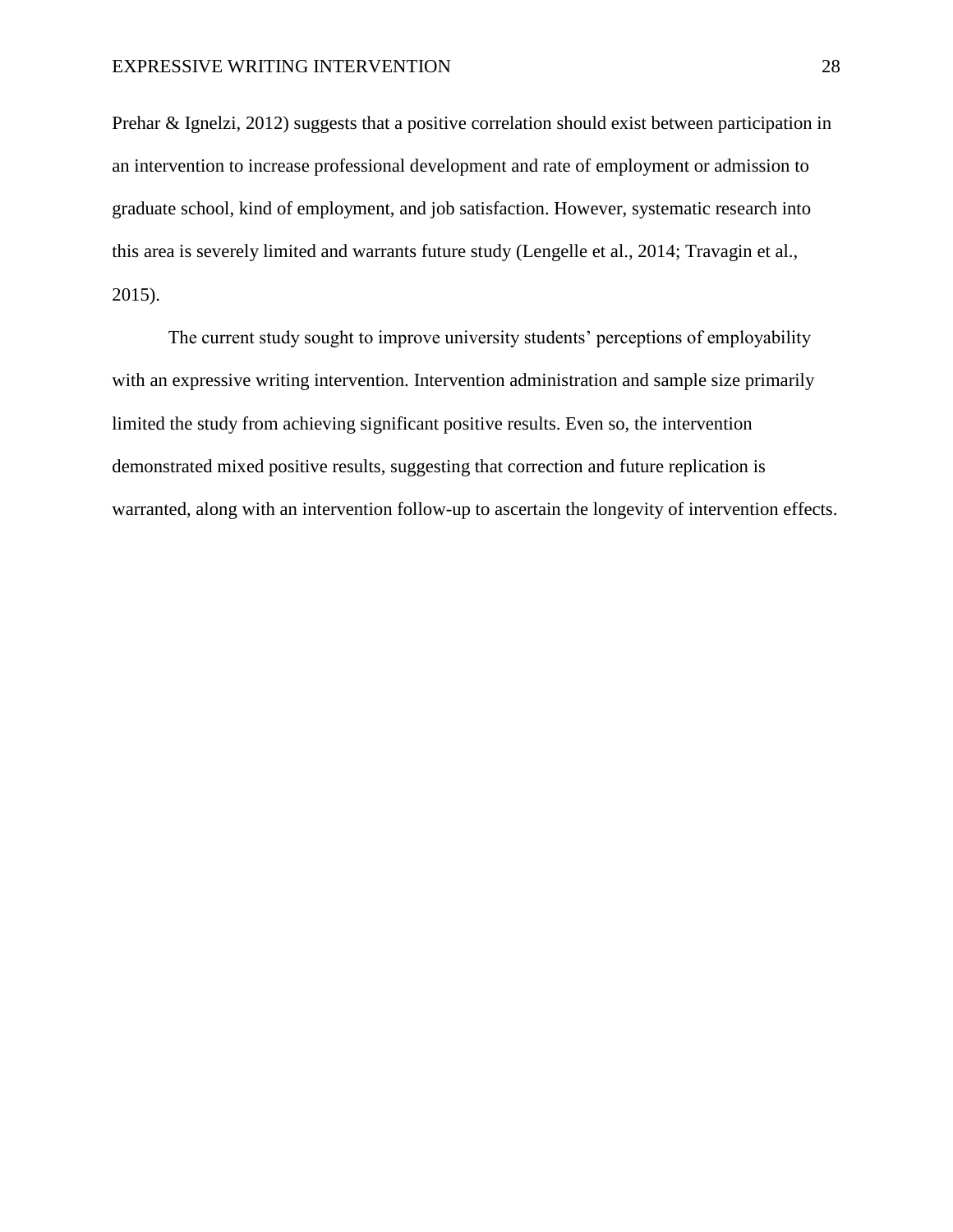Prehar & Ignelzi, 2012) suggests that a positive correlation should exist between participation in an intervention to increase professional development and rate of employment or admission to graduate school, kind of employment, and job satisfaction. However, systematic research into this area is severely limited and warrants future study (Lengelle et al., 2014; Travagin et al., 2015).

The current study sought to improve university students' perceptions of employability with an expressive writing intervention. Intervention administration and sample size primarily limited the study from achieving significant positive results. Even so, the intervention demonstrated mixed positive results, suggesting that correction and future replication is warranted, along with an intervention follow-up to ascertain the longevity of intervention effects.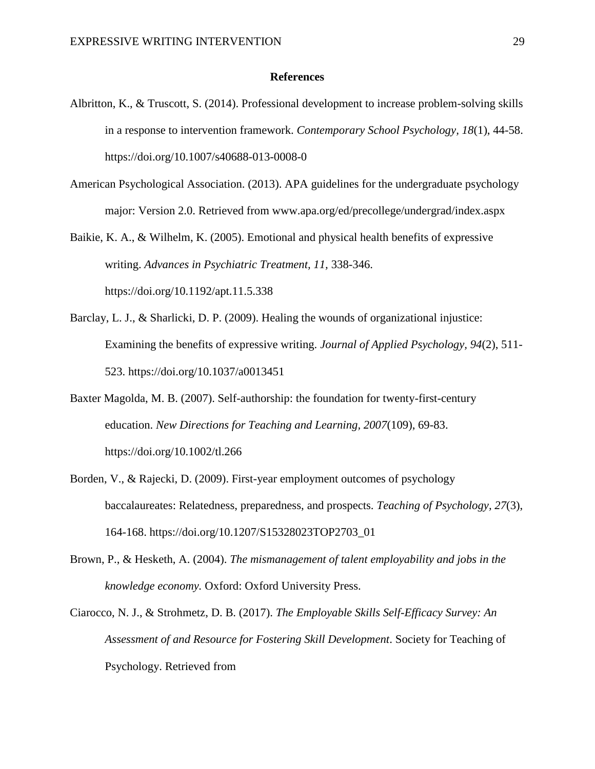## References

Albritton, K., & Truscott, S. (2014). Professional development to increase problem-solving skills in a response to intervention framework. *Contemporary School Psychology, 18*(1), 44-58. https://doi.org/10.1007/s40688-013-0008-0

American Psychological Association. (2013). APA guidelines for the undergraduate psychology major: Version 2.0. Retrieved from www.apa.org/ed/precollege/undergrad/index.aspx

Baikie, K. A., & Wilhelm, K. (2005). Emotional and physical health benefits of expressive writing. *Advances in Psychiatric Treatment, 11,* 338-346. https://doi.org/10.1192/apt.11.5.338

Barclay, L. J., & Sharlicki, D. P. (2009). Healing the wounds of organizational injustice: Examining the benefits of expressive writing. *Journal of Applied Psychology, 94*(2), 511-523. https://doi.org/10.1037/a0013451

Baxter Magolda, M. B. (2007). Self-authorship: the foundation for twenty-first-century education. *New Directions for Teaching and Learning, 2007*(109), 69-83. https://doi.org/10.1002/tl.266

Borden, V., & Rajecki, D. (2009). First-year employment outcomes of psychology baccalaureates: Relatedness, preparedness, and prospects. *Teaching of Psychology, 27*(3), 164-168. https://doi.org/10.1207/S15328023TOP2703_01

Brown, P., & Hesketh, A. (2004). *The mismanagement of talent employability and jobs in the knowledge economy.* Oxford: Oxford University Press.

Ciarocco, N. J., & Strohmetz, D. B. (2017). *The Employable Skills Self-Efficacy Survey: An Assessment of and Resource for Fostering Skill Development*. Society for Teaching of Psychology. Retrieved from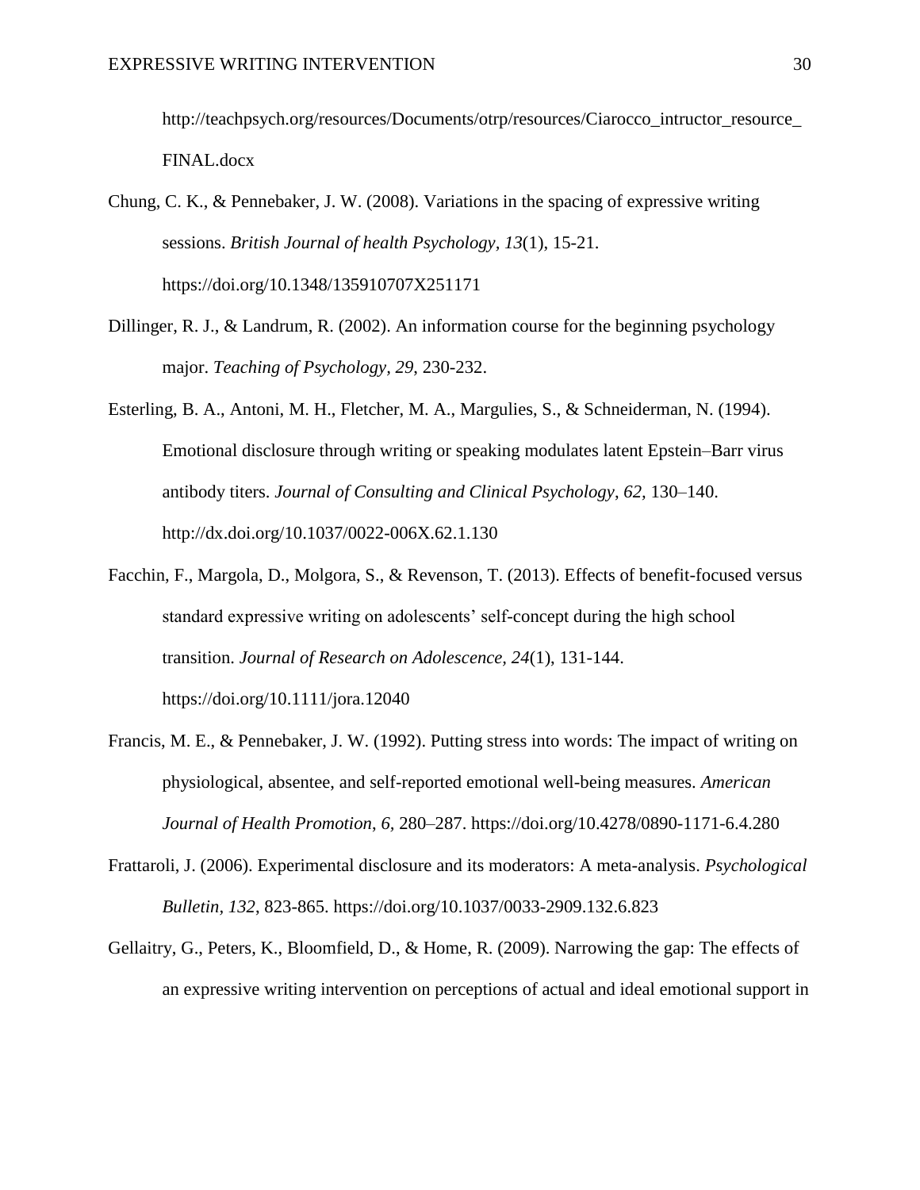http://teachpsych.org/resources/Documents/otrp/resources/Ciarocco_intructor_resource_FINAL.docx

Chung, C. K., & Pennebaker, J. W. (2008). Variations in the spacing of expressive writing sessions. *British Journal of health Psychology, 13*(1), 15-21. https://doi.org/10.1348/135910707X251171

Dillinger, R. J., & Landrum, R. (2002). An information course for the beginning psychology major. *Teaching of Psychology, 29*, 230-232.

Esterling, B. A., Antoni, M. H., Fletcher, M. A., Margulies, S., & Schneiderman, N. (1994). Emotional disclosure through writing or speaking modulates latent Epstein–Barr virus antibody titers. *Journal of Consulting and Clinical Psychology, 62,* 130–140. http://dx.doi.org/10.1037/0022-006X.62.1.130

Facchin, F., Margola, D., Molgora, S., & Revenson, T. (2013). Effects of benefit-focused versus standard expressive writing on adolescents' self-concept during the high school transition. *Journal of Research on Adolescence, 24*(1), 131-144. https://doi.org/10.1111/jora.12040

Francis, M. E., & Pennebaker, J. W. (1992). Putting stress into words: The impact of writing on physiological, absentee, and self-reported emotional well-being measures. *American Journal of Health Promotion, 6,* 280–287. https://doi.org/10.4278/0890-1171-6.4.280

Frattaroli, J. (2006). Experimental disclosure and its moderators: A meta-analysis. *Psychological Bulletin, 132*, 823-865. https://doi.org/10.1037/0033-2909.132.6.823

Gellaitry, G., Peters, K., Bloomfield, D., & Home, R. (2009). Narrowing the gap: The effects of an expressive writing intervention on perceptions of actual and ideal emotional support in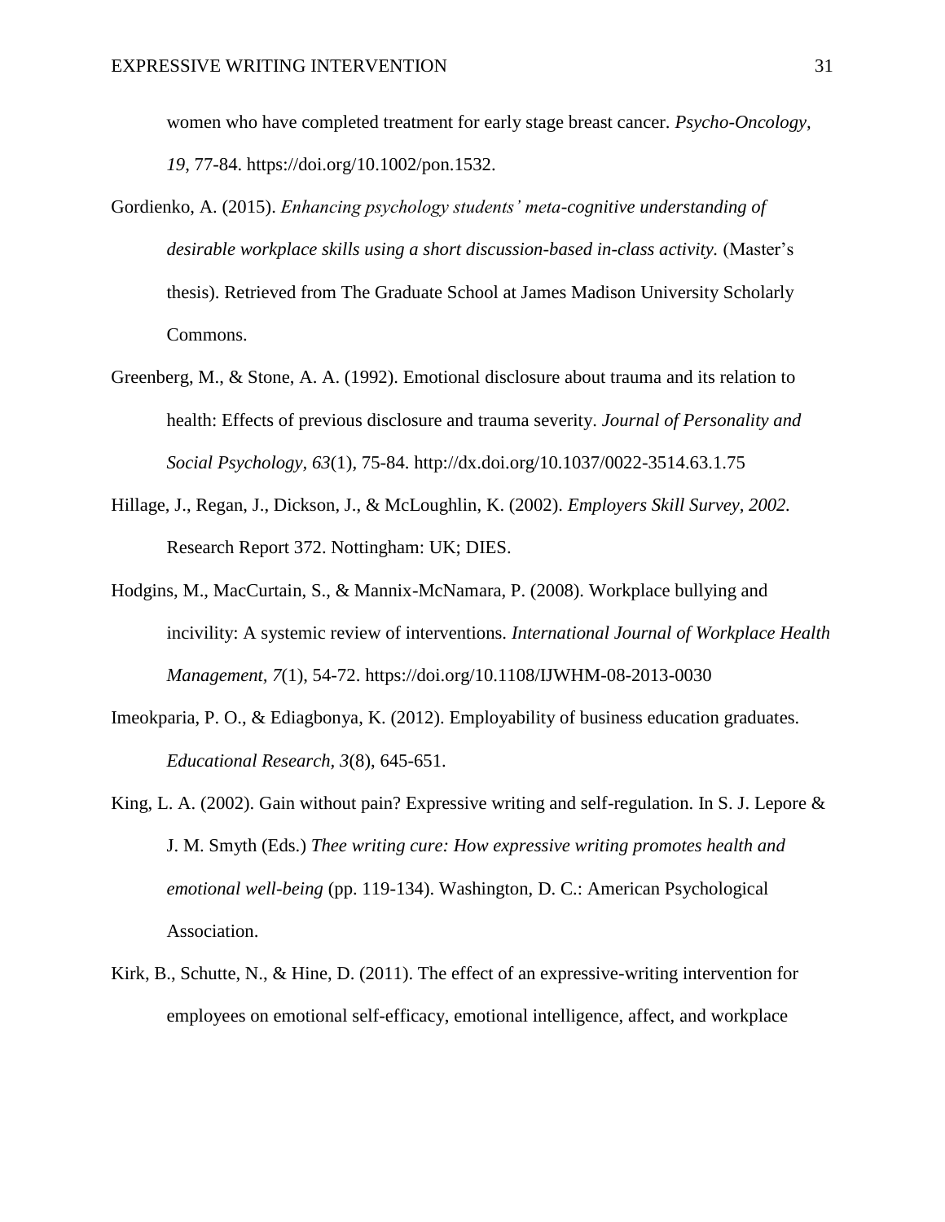women who have completed treatment for early stage breast cancer. *Psycho-Oncology, 19*, 77-84. https://doi.org/10.1002/pon.1532.

Gordienko, A. (2015). *Enhancing psychology students' meta-cognitive understanding of desirable workplace skills using a short discussion-based in-class activity.* (Master's thesis). Retrieved from The Graduate School at James Madison University Scholarly Commons.

Greenberg, M., & Stone, A. A. (1992). Emotional disclosure about trauma and its relation to health: Effects of previous disclosure and trauma severity. *Journal of Personality and Social Psychology, 63*(1), 75-84. http://dx.doi.org/10.1037/0022-3514.63.1.75

Hillage, J., Regan, J., Dickson, J., & McLoughlin, K. (2002). *Employers Skill Survey, 2002.* Research Report 372. Nottingham: UK; DIES.

Hodgins, M., MacCurtain, S., & Mannix-McNamara, P. (2008). Workplace bullying and incivility: A systemic review of interventions. *International Journal of Workplace Health Management, 7*(1), 54-72. https://doi.org/10.1108/IJWHM-08-2013-0030

Imeokparia, P. O., & Ediagbonya, K. (2012). Employability of business education graduates. *Educational Research, 3*(8), 645-651.

King, L. A. (2002). Gain without pain? Expressive writing and self-regulation. In S. J. Lepore & J. M. Smyth (Eds.) *Thee writing cure: How expressive writing promotes health and emotional well-being* (pp. 119-134). Washington, D. C.: American Psychological Association.

Kirk, B., Schutte, N., & Hine, D. (2011). The effect of an expressive-writing intervention for employees on emotional self-efficacy, emotional intelligence, affect, and workplace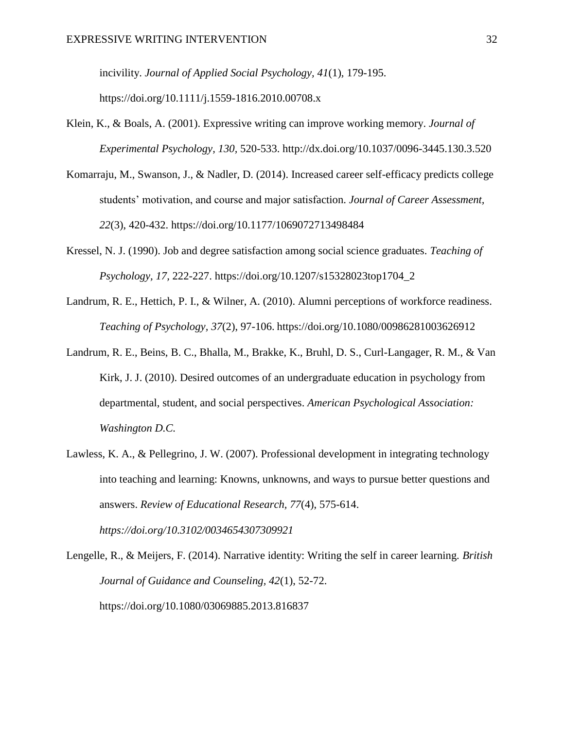incivility. *Journal of Applied Social Psychology, 41*(1), 179-195. https://doi.org/10.1111/j.1559-1816.2010.00708.x

Klein, K., & Boals, A. (2001). Expressive writing can improve working memory. *Journal of Experimental Psychology, 130,* 520-533. http://dx.doi.org/10.1037/0096-3445.130.3.520

Komarraju, M., Swanson, J., & Nadler, D. (2014). Increased career self-efficacy predicts college students' motivation, and course and major satisfaction. *Journal of Career Assessment, 22*(3), 420-432. https://doi.org/10.1177/1069072713498484

Kressel, N. J. (1990). Job and degree satisfaction among social science graduates. *Teaching of Psychology, 17,* 222-227. https://doi.org/10.1207/s15328023top1704_2

Landrum, R. E., Hettich, P. I., & Wilner, A. (2010). Alumni perceptions of workforce readiness. *Teaching of Psychology, 37*(2), 97-106. https://doi.org/10.1080/00986281003626912

Landrum, R. E., Beins, B. C., Bhalla, M., Brakke, K., Bruhl, D. S., Curl-Langager, R. M., & Van Kirk, J. J. (2010). Desired outcomes of an undergraduate education in psychology from departmental, student, and social perspectives. *American Psychological Association: Washington D.C.*

Lawless, K. A., & Pellegrino, J. W. (2007). Professional development in integrating technology into teaching and learning: Knowns, unknowns, and ways to pursue better questions and answers. *Review of Educational Research, 77*(4), 575-614. *https://doi.org/10.3102/0034654307309921*

Lengelle, R., & Meijers, F. (2014). Narrative identity: Writing the self in career learning. *British Journal of Guidance and Counseling, 42*(1), 52-72. https://doi.org/10.1080/03069885.2013.816837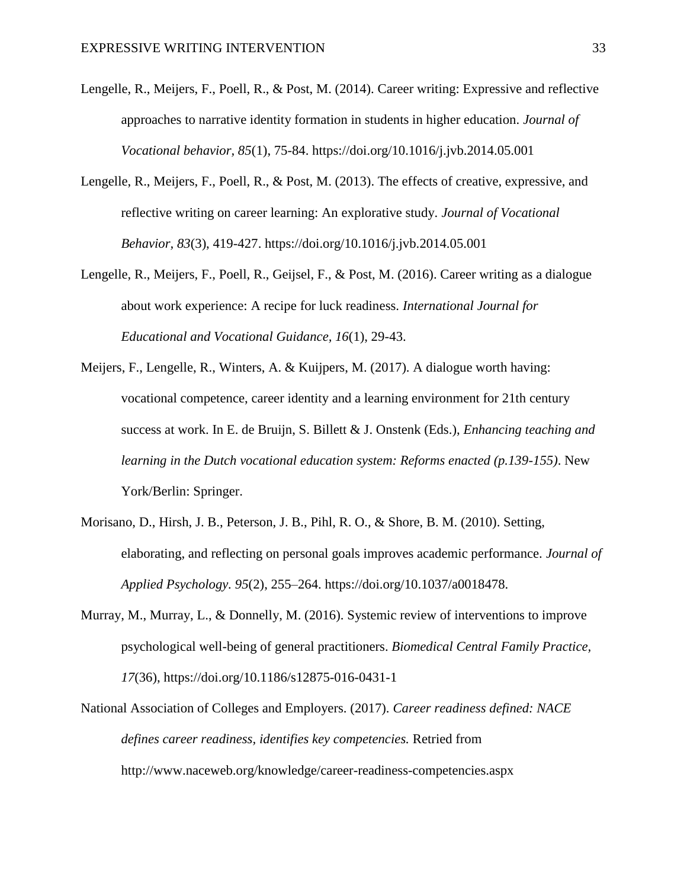Lengelle, R., Meijers, F., Poell, R., & Post, M. (2014). Career writing: Expressive and reflective approaches to narrative identity formation in students in higher education. *Journal of Vocational behavior*, *85*(1), 75-84. https://doi.org/10.1016/j.jvb.2014.05.001

Lengelle, R., Meijers, F., Poell, R., & Post, M. (2013). The effects of creative, expressive, and reflective writing on career learning: An explorative study. *Journal of Vocational Behavior*, *83*(3), 419-427. https://doi.org/10.1016/j.jvb.2014.05.001

Lengelle, R., Meijers, F., Poell, R., Geijsel, F., & Post, M. (2016). Career writing as a dialogue about work experience: A recipe for luck readiness. *International Journal for Educational and Vocational Guidance*, *16*(1), 29-43.

Meijers, F., Lengelle, R., Winters, A. & Kuijpers, M. (2017). A dialogue worth having: vocational competence, career identity and a learning environment for 21th century success at work. In E. de Bruijn, S. Billett & J. Onstenk (Eds.), *Enhancing teaching and learning in the Dutch vocational education system: Reforms enacted (p.139-155)*. New York/Berlin: Springer.

Morisano, D., Hirsh, J. B., Peterson, J. B., Pihl, R. O., & Shore, B. M. (2010). Setting, elaborating, and reflecting on personal goals improves academic performance. *Journal of Applied Psychology*. *95*(2), 255–264. https://doi.org/10.1037/a0018478.

Murray, M., Murray, L., & Donnelly, M. (2016). Systemic review of interventions to improve psychological well-being of general practitioners. *Biomedical Central Family Practice, 17*(36), https://doi.org/10.1186/s12875-016-0431-1

National Association of Colleges and Employers. (2017). *Career readiness defined: NACE defines career readiness, identifies key competencies.* Retried from http://www.naceweb.org/knowledge/career-readiness-competencies.aspx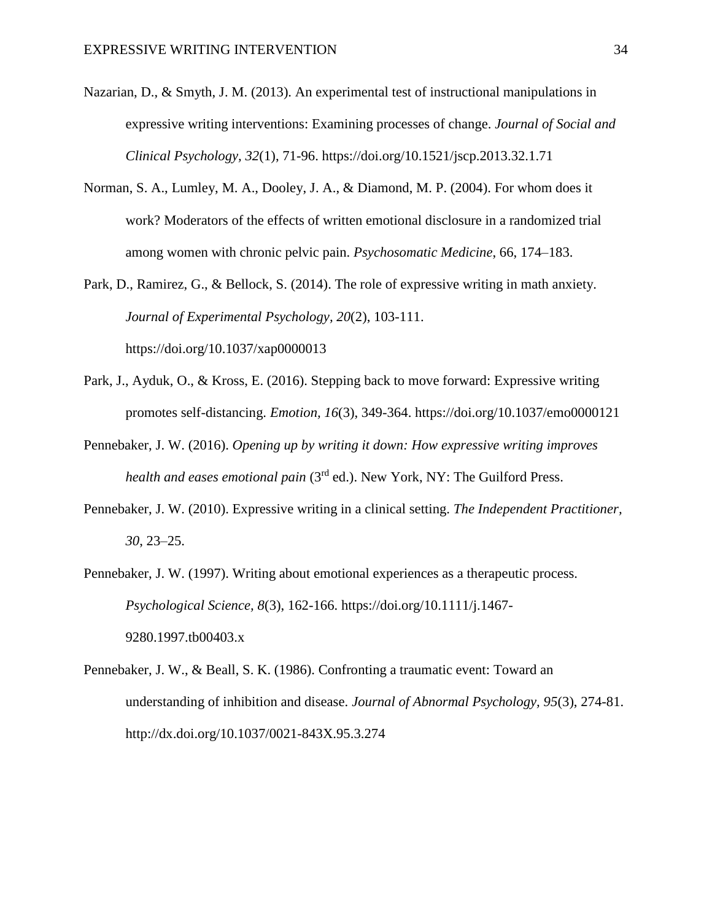Nazarian, D., & Smyth, J. M. (2013). An experimental test of instructional manipulations in expressive writing interventions: Examining processes of change. *Journal of Social and Clinical Psychology, 32*(1), 71-96. https://doi.org/10.1521/jscp.2013.32.1.71

Norman, S. A., Lumley, M. A., Dooley, J. A., & Diamond, M. P. (2004). For whom does it work? Moderators of the effects of written emotional disclosure in a randomized trial among women with chronic pelvic pain. *Psychosomatic Medicine*, 66, 174–183.

Park, D., Ramirez, G., & Bellock, S. (2014). The role of expressive writing in math anxiety. *Journal of Experimental Psychology, 20*(2), 103-111. https://doi.org/10.1037/xap0000013

Park, J., Ayduk, O., & Kross, E. (2016). Stepping back to move forward: Expressive writing promotes self-distancing. *Emotion, 16*(3), 349-364. https://doi.org/10.1037/emo0000121

Pennebaker, J. W. (2016). *Opening up by writing it down: How expressive writing improves health and eases emotional pain* (3rd ed.). New York, NY: The Guilford Press.

Pennebaker, J. W. (2010). Expressive writing in a clinical setting. *The Independent Practitioner, 30*, 23–25.

Pennebaker, J. W. (1997). Writing about emotional experiences as a therapeutic process. *Psychological Science, 8*(3), 162-166. https://doi.org/10.1111/j.1467-9280.1997.tb00403.x

Pennebaker, J. W., & Beall, S. K. (1986). Confronting a traumatic event: Toward an understanding of inhibition and disease. *Journal of Abnormal Psychology, 95*(3), 274-81. http://dx.doi.org/10.1037/0021-843X.95.3.274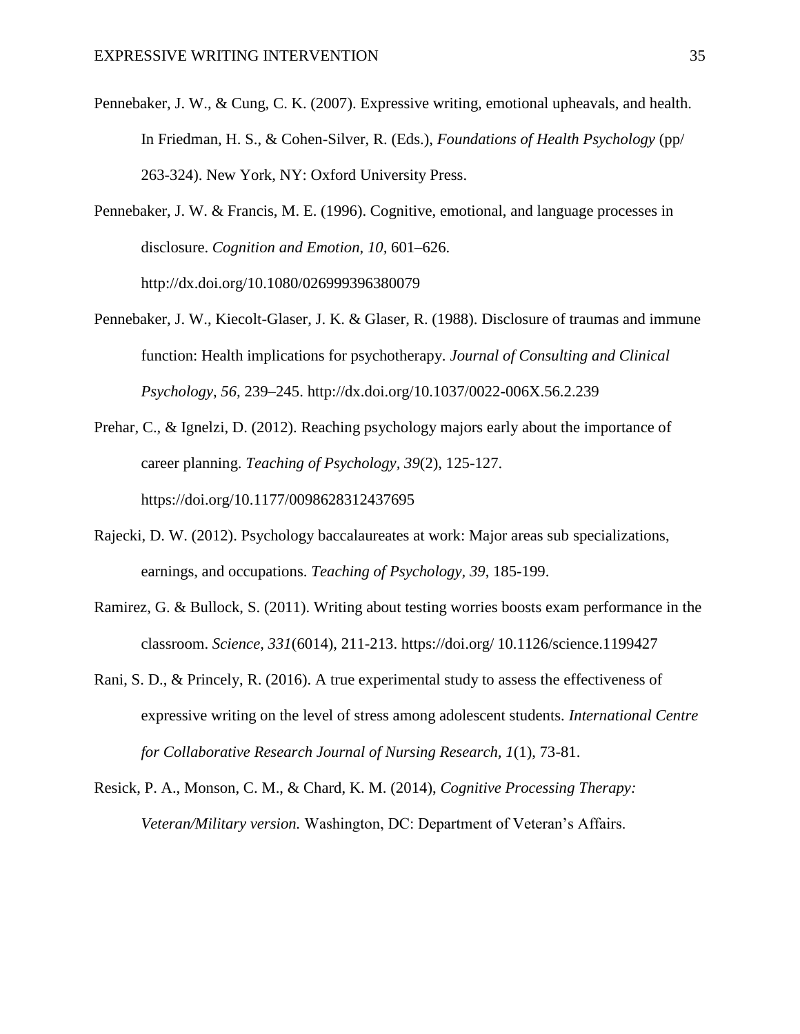Pennebaker, J. W., & Cung, C. K. (2007). Expressive writing, emotional upheavals, and health. In Friedman, H. S., & Cohen-Silver, R. (Eds.), *Foundations of Health Psychology* (pp/ 263-324). New York, NY: Oxford University Press.

Pennebaker, J. W. & Francis, M. E. (1996). Cognitive, emotional, and language processes in disclosure. *Cognition and Emotion, 10,* 601–626. http://dx.doi.org/10.1080/026999396380079

Pennebaker, J. W., Kiecolt-Glaser, J. K. & Glaser, R. (1988). Disclosure of traumas and immune function: Health implications for psychotherapy. *Journal of Consulting and Clinical Psychology, 56,* 239–245. http://dx.doi.org/10.1037/0022-006X.56.2.239

Prehar, C., & Ignelzi, D. (2012). Reaching psychology majors early about the importance of career planning. *Teaching of Psychology, 39*(2), 125-127. https://doi.org/10.1177/0098628312437695

Rajecki, D. W. (2012). Psychology baccalaureates at work: Major areas sub specializations, earnings, and occupations. *Teaching of Psychology, 39*, 185-199.

Ramirez, G. & Bullock, S. (2011). Writing about testing worries boosts exam performance in the classroom. *Science, 331*(6014), 211-213. https://doi.org/ 10.1126/science.1199427

Rani, S. D., & Princely, R. (2016). A true experimental study to assess the effectiveness of expressive writing on the level of stress among adolescent students. *International Centre for Collaborative Research Journal of Nursing Research, 1*(1), 73-81.

Resick, P. A., Monson, C. M., & Chard, K. M. (2014), *Cognitive Processing Therapy: Veteran/Military version.* Washington, DC: Department of Veteran's Affairs.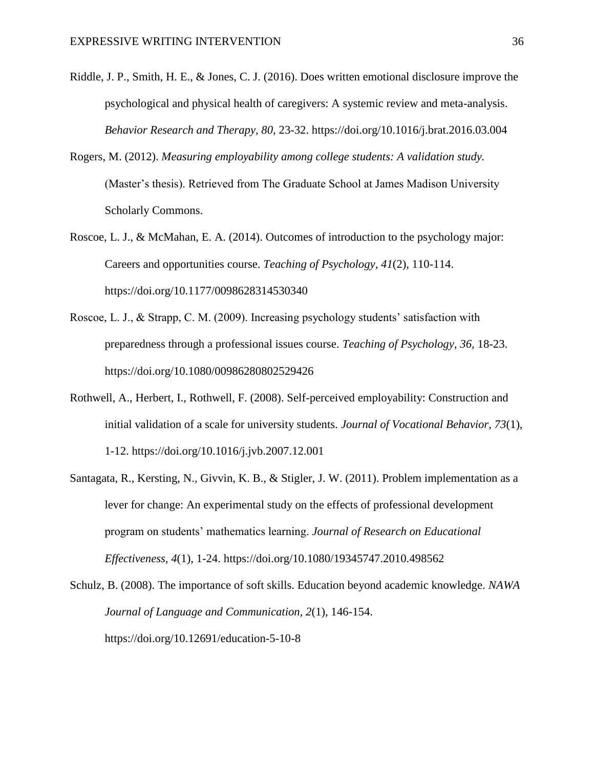Riddle, J. P., Smith, H. E., & Jones, C. J. (2016). Does written emotional disclosure improve the psychological and physical health of caregivers: A systemic review and meta-analysis. *Behavior Research and Therapy, 80,* 23-32. https://doi.org/10.1016/j.brat.2016.03.004

Rogers, M. (2012). *Measuring employability among college students: A validation study.* (Master's thesis). Retrieved from The Graduate School at James Madison University Scholarly Commons.

Roscoe, L. J., & McMahan, E. A. (2014). Outcomes of introduction to the psychology major: Careers and opportunities course. *Teaching of Psychology, 41*(2), 110-114. https://doi.org/10.1177/0098628314530340

Roscoe, L. J., & Strapp, C. M. (2009). Increasing psychology students' satisfaction with preparedness through a professional issues course. *Teaching of Psychology, 36,* 18-23. https://doi.org/10.1080/00986280802529426

Rothwell, A., Herbert, I., Rothwell, F. (2008). Self-perceived employability: Construction and initial validation of a scale for university students. *Journal of Vocational Behavior, 73*(1), 1-12. https://doi.org/10.1016/j.jvb.2007.12.001

Santagata, R., Kersting, N., Givvin, K. B., & Stigler, J. W. (2011). Problem implementation as a lever for change: An experimental study on the effects of professional development program on students' mathematics learning. *Journal of Research on Educational Effectiveness, 4*(1), 1-24. https://doi.org/10.1080/19345747.2010.498562

Schulz, B. (2008). The importance of soft skills. Education beyond academic knowledge. *NAWA Journal of Language and Communication, 2*(1), 146-154. https://doi.org/10.12691/education-5-10-8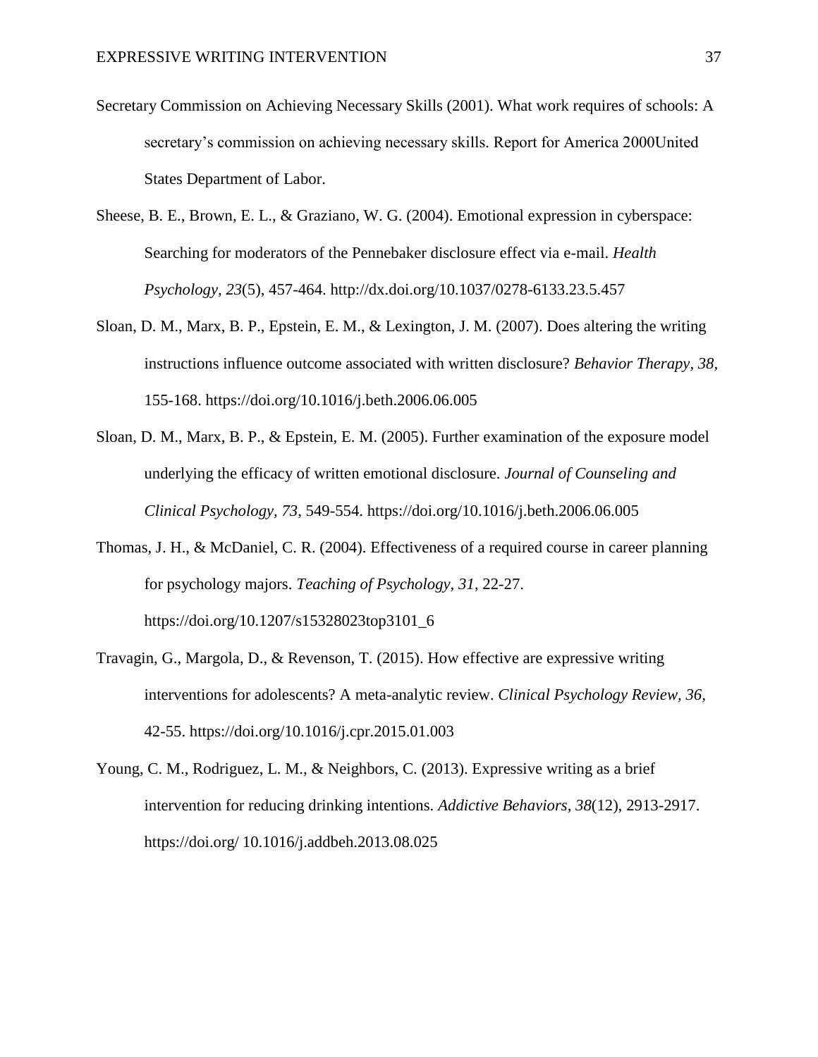Secretary Commission on Achieving Necessary Skills (2001). What work requires of schools: A secretary's commission on achieving necessary skills. Report for America 2000United States Department of Labor.

Sheese, B. E., Brown, E. L., & Graziano, W. G. (2004). Emotional expression in cyberspace: Searching for moderators of the Pennebaker disclosure effect via e-mail. *Health Psychology, 23*(5), 457-464. http://dx.doi.org/10.1037/0278-6133.23.5.457

Sloan, D. M., Marx, B. P., Epstein, E. M., & Lexington, J. M. (2007). Does altering the writing instructions influence outcome associated with written disclosure? *Behavior Therapy, 38,* 155-168. https://doi.org/10.1016/j.beth.2006.06.005

Sloan, D. M., Marx, B. P., & Epstein, E. M. (2005). Further examination of the exposure model underlying the efficacy of written emotional disclosure. *Journal of Counseling and Clinical Psychology, 73*, 549-554. https://doi.org/10.1016/j.beth.2006.06.005

Thomas, J. H., & McDaniel, C. R. (2004). Effectiveness of a required course in career planning for psychology majors. *Teaching of Psychology, 31*, 22-27. https://doi.org/10.1207/s15328023top3101_6

Travagin, G., Margola, D., & Revenson, T. (2015). How effective are expressive writing interventions for adolescents? A meta-analytic review. *Clinical Psychology Review, 36*, 42-55. https://doi.org/10.1016/j.cpr.2015.01.003

Young, C. M., Rodriguez, L. M., & Neighbors, C. (2013). Expressive writing as a brief intervention for reducing drinking intentions. *Addictive Behaviors, 38*(12), 2913-2917. https://doi.org/ 10.1016/j.addbeh.2013.08.025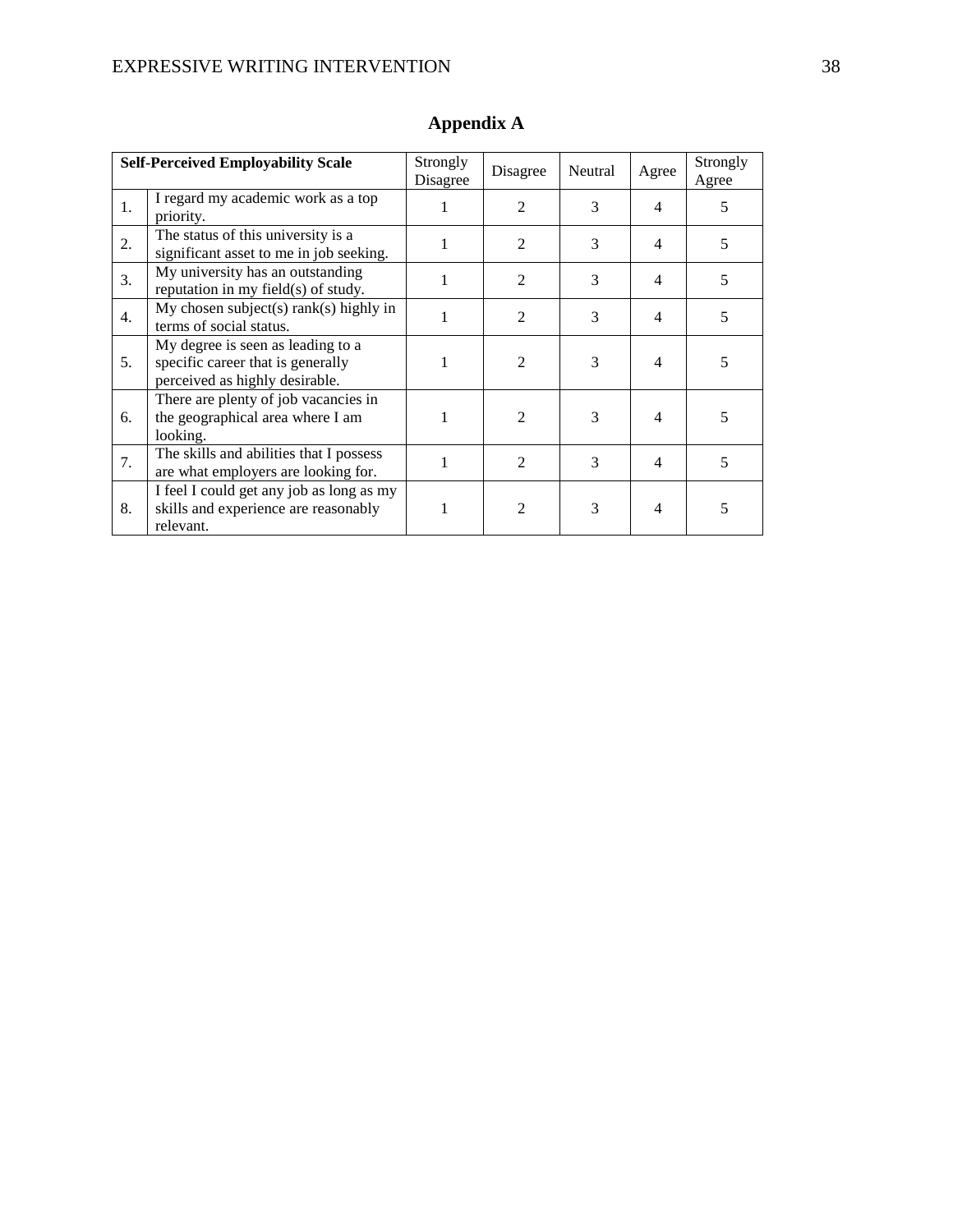# Appendix A

| Self-Perceived Employability Scale | | Strongly Disagree | Disagree | Neutral | Agree | Strongly Agree |
|---|---|---|---|---|---|---|
| 1. | I regard my academic work as a top priority. | 1 | 2 | 3 | 4 | 5 |
| 2. | The status of this university is a significant asset to me in job seeking. | 1 | 2 | 3 | 4 | 5 |
| 3. | My university has an outstanding reputation in my field(s) of study. | 1 | 2 | 3 | 4 | 5 |
| 4. | My chosen subject(s) rank(s) highly in terms of social status. | 1 | 2 | 3 | 4 | 5 |
| 5. | My degree is seen as leading to a specific career that is generally perceived as highly desirable. | 1 | 2 | 3 | 4 | 5 |
| 6. | There are plenty of job vacancies in the geographical area where I am looking. | 1 | 2 | 3 | 4 | 5 |
| 7. | The skills and abilities that I possess are what employers are looking for. | 1 | 2 | 3 | 4 | 5 |
| 8. | I feel I could get any job as long as my skills and experience are reasonably relevant. | 1 | 2 | 3 | 4 | 5 |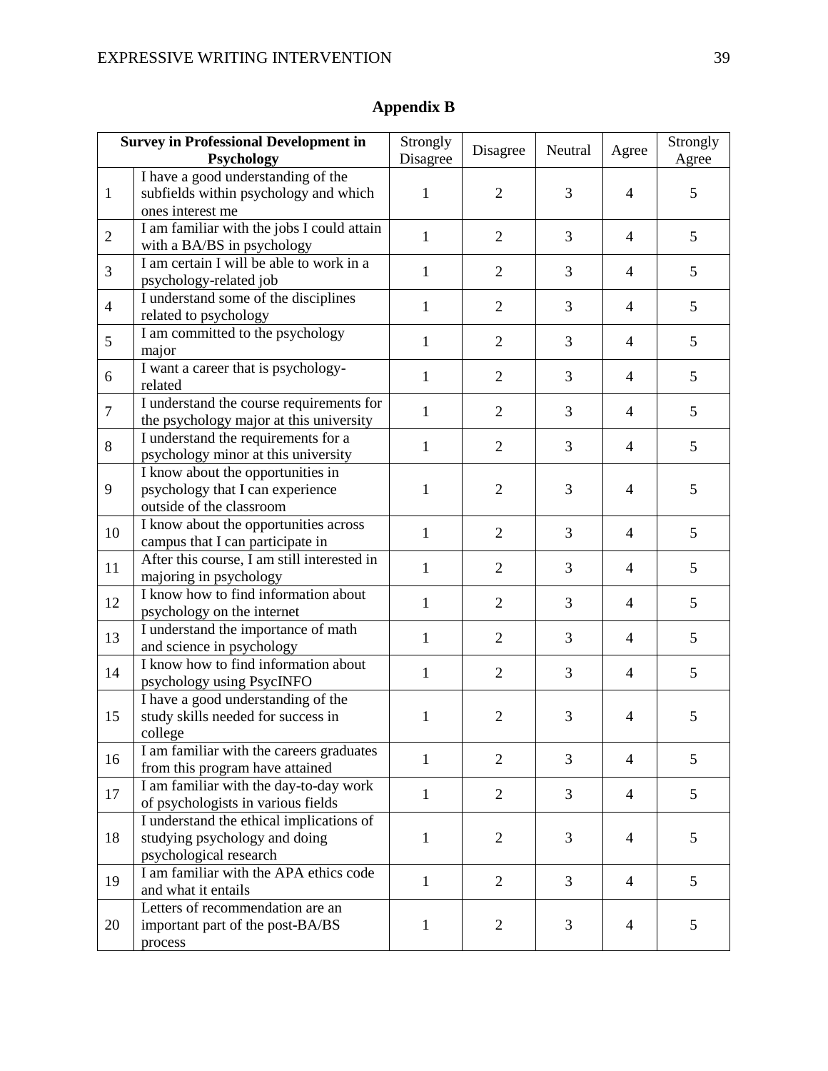## Appendix B

| Survey in Professional Development in Psychology | | Strongly Disagree | Disagree | Neutral | Agree | Strongly Agree |
|---|---|---|---|---|---|---|
| 1 | I have a good understanding of the subfields within psychology and which ones interest me | 1 | 2 | 3 | 4 | 5 |
| 2 | I am familiar with the jobs I could attain with a BA/BS in psychology | 1 | 2 | 3 | 4 | 5 |
| 3 | I am certain I will be able to work in a psychology-related job | 1 | 2 | 3 | 4 | 5 |
| 4 | I understand some of the disciplines related to psychology | 1 | 2 | 3 | 4 | 5 |
| 5 | I am committed to the psychology major | 1 | 2 | 3 | 4 | 5 |
| 6 | I want a career that is psychology-related | 1 | 2 | 3 | 4 | 5 |
| 7 | I understand the course requirements for the psychology major at this university | 1 | 2 | 3 | 4 | 5 |
| 8 | I understand the requirements for a psychology minor at this university | 1 | 2 | 3 | 4 | 5 |
| 9 | I know about the opportunities in psychology that I can experience outside of the classroom | 1 | 2 | 3 | 4 | 5 |
| 10 | I know about the opportunities across campus that I can participate in | 1 | 2 | 3 | 4 | 5 |
| 11 | After this course, I am still interested in majoring in psychology | 1 | 2 | 3 | 4 | 5 |
| 12 | I know how to find information about psychology on the internet | 1 | 2 | 3 | 4 | 5 |
| 13 | I understand the importance of math and science in psychology | 1 | 2 | 3 | 4 | 5 |
| 14 | I know how to find information about psychology using PsycINFO | 1 | 2 | 3 | 4 | 5 |
| 15 | I have a good understanding of the study skills needed for success in college | 1 | 2 | 3 | 4 | 5 |
| 16 | I am familiar with the careers graduates from this program have attained | 1 | 2 | 3 | 4 | 5 |
| 17 | I am familiar with the day-to-day work of psychologists in various fields | 1 | 2 | 3 | 4 | 5 |
| 18 | I understand the ethical implications of studying psychology and doing psychological research | 1 | 2 | 3 | 4 | 5 |
| 19 | I am familiar with the APA ethics code and what it entails | 1 | 2 | 3 | 4 | 5 |
| 20 | Letters of recommendation are an important part of the post-BA/BS process | 1 | 2 | 3 | 4 | 5 |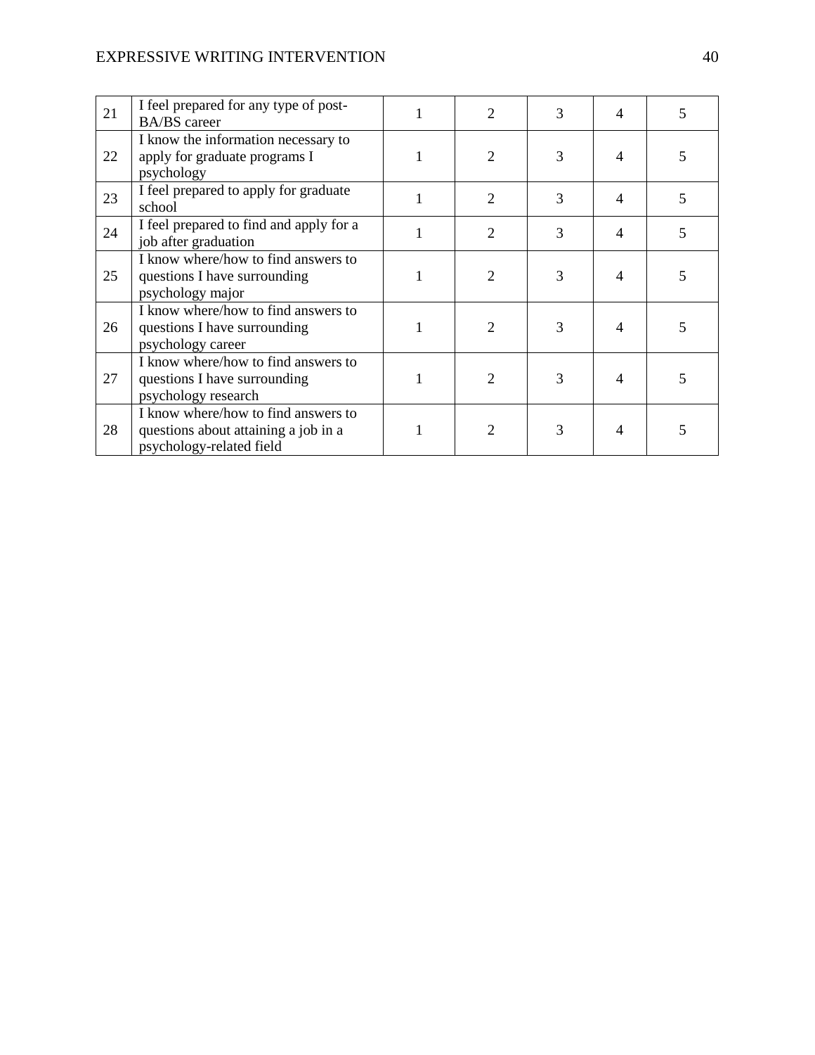| | | | | | | |
|---|---|---|---|---|---|---|
| 21 | I feel prepared for any type of post-BA/BS career | 1 | 2 | 3 | 4 | 5 |
| 22 | I know the information necessary to apply for graduate programs I psychology | 1 | 2 | 3 | 4 | 5 |
| 23 | I feel prepared to apply for graduate school | 1 | 2 | 3 | 4 | 5 |
| 24 | I feel prepared to find and apply for a job after graduation | 1 | 2 | 3 | 4 | 5 |
| 25 | I know where/how to find answers to questions I have surrounding psychology major | 1 | 2 | 3 | 4 | 5 |
| 26 | I know where/how to find answers to questions I have surrounding psychology career | 1 | 2 | 3 | 4 | 5 |
| 27 | I know where/how to find answers to questions I have surrounding psychology research | 1 | 2 | 3 | 4 | 5 |
| 28 | I know where/how to find answers to questions about attaining a job in a psychology-related field | 1 | 2 | 3 | 4 | 5 |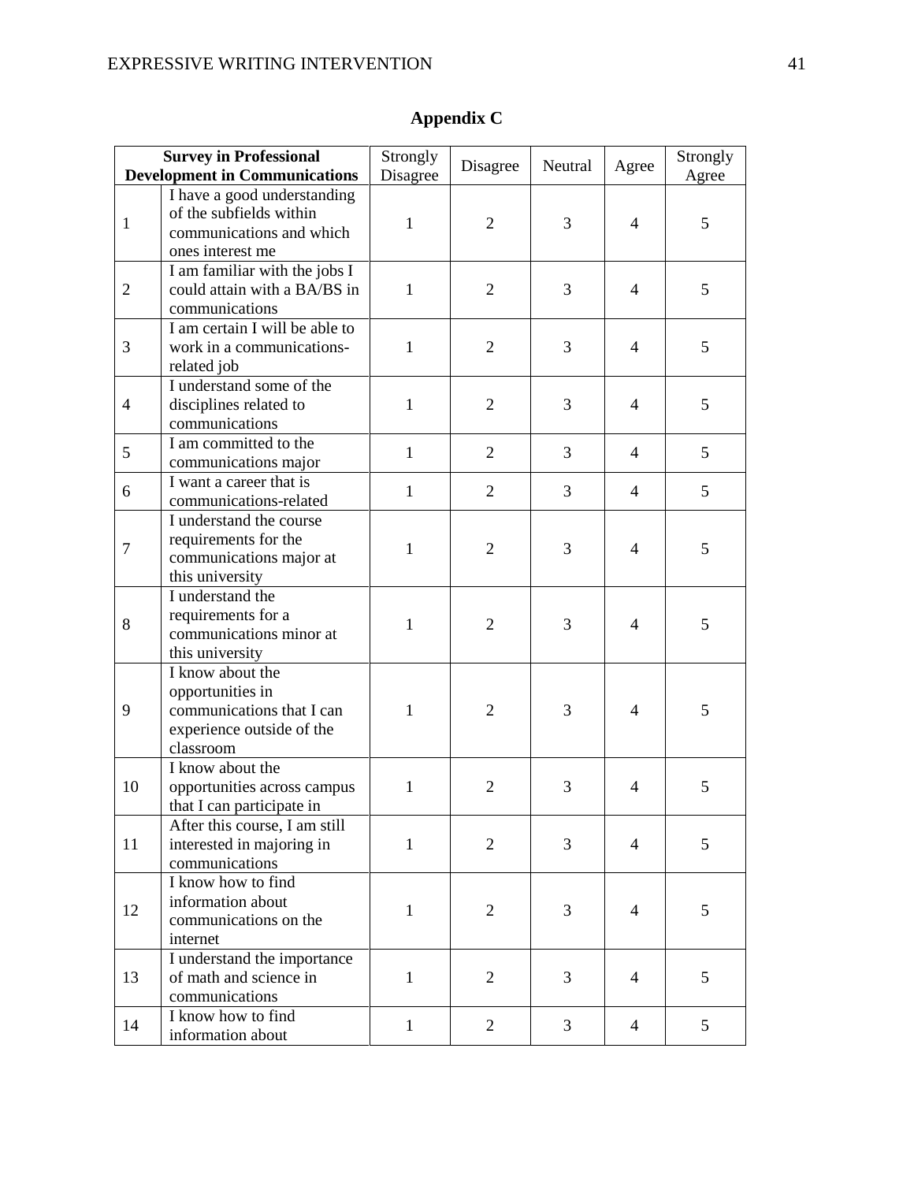## Appendix C

| Survey in Professional Development in Communications | | Strongly Disagree | Disagree | Neutral | Agree | Strongly Agree |
|---|---|---|---|---|---|---|
| 1 | I have a good understanding of the subfields within communications and which ones interest me | 1 | 2 | 3 | 4 | 5 |
| 2 | I am familiar with the jobs I could attain with a BA/BS in communications | 1 | 2 | 3 | 4 | 5 |
| 3 | I am certain I will be able to work in a communications-related job | 1 | 2 | 3 | 4 | 5 |
| 4 | I understand some of the disciplines related to communications | 1 | 2 | 3 | 4 | 5 |
| 5 | I am committed to the communications major | 1 | 2 | 3 | 4 | 5 |
| 6 | I want a career that is communications-related | 1 | 2 | 3 | 4 | 5 |
| 7 | I understand the course requirements for the communications major at this university | 1 | 2 | 3 | 4 | 5 |
| 8 | I understand the requirements for a communications minor at this university | 1 | 2 | 3 | 4 | 5 |
| 9 | I know about the opportunities in communications that I can experience outside of the classroom | 1 | 2 | 3 | 4 | 5 |
| 10 | I know about the opportunities across campus that I can participate in | 1 | 2 | 3 | 4 | 5 |
| 11 | After this course, I am still interested in majoring in communications | 1 | 2 | 3 | 4 | 5 |
| 12 | I know how to find information about communications on the internet | 1 | 2 | 3 | 4 | 5 |
| 13 | I understand the importance of math and science in communications | 1 | 2 | 3 | 4 | 5 |
| 14 | I know how to find information about | 1 | 2 | 3 | 4 | 5 |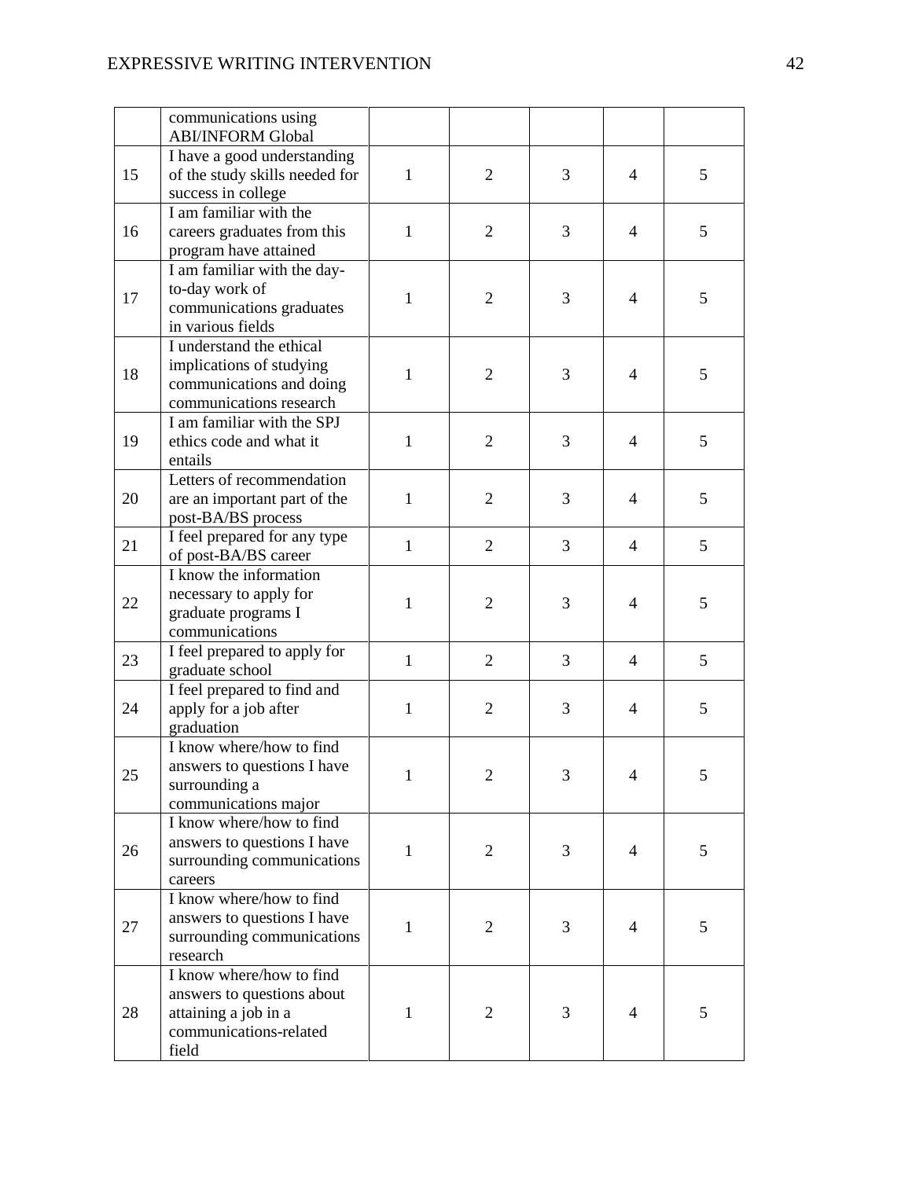| | | | | | | |
|---|---|---|---|---|---|---|
| | communications using ABI/INFORM Global | | | | | |
| 15 | I have a good understanding of the study skills needed for success in college | 1 | 2 | 3 | 4 | 5 |
| 16 | I am familiar with the careers graduates from this program have attained | 1 | 2 | 3 | 4 | 5 |
| 17 | I am familiar with the day-to-day work of communications graduates in various fields | 1 | 2 | 3 | 4 | 5 |
| 18 | I understand the ethical implications of studying communications and doing communications research | 1 | 2 | 3 | 4 | 5 |
| 19 | I am familiar with the SPJ ethics code and what it entails | 1 | 2 | 3 | 4 | 5 |
| 20 | Letters of recommendation are an important part of the post-BA/BS process | 1 | 2 | 3 | 4 | 5 |
| 21 | I feel prepared for any type of post-BA/BS career | 1 | 2 | 3 | 4 | 5 |
| 22 | I know the information necessary to apply for graduate programs I communications | 1 | 2 | 3 | 4 | 5 |
| 23 | I feel prepared to apply for graduate school | 1 | 2 | 3 | 4 | 5 |
| 24 | I feel prepared to find and apply for a job after graduation | 1 | 2 | 3 | 4 | 5 |
| 25 | I know where/how to find answers to questions I have surrounding a communications major | 1 | 2 | 3 | 4 | 5 |
| 26 | I know where/how to find answers to questions I have surrounding communications careers | 1 | 2 | 3 | 4 | 5 |
| 27 | I know where/how to find answers to questions I have surrounding communications research | 1 | 2 | 3 | 4 | 5 |
| 28 | I know where/how to find answers to questions about attaining a job in a communications-related field | 1 | 2 | 3 | 4 | 5 |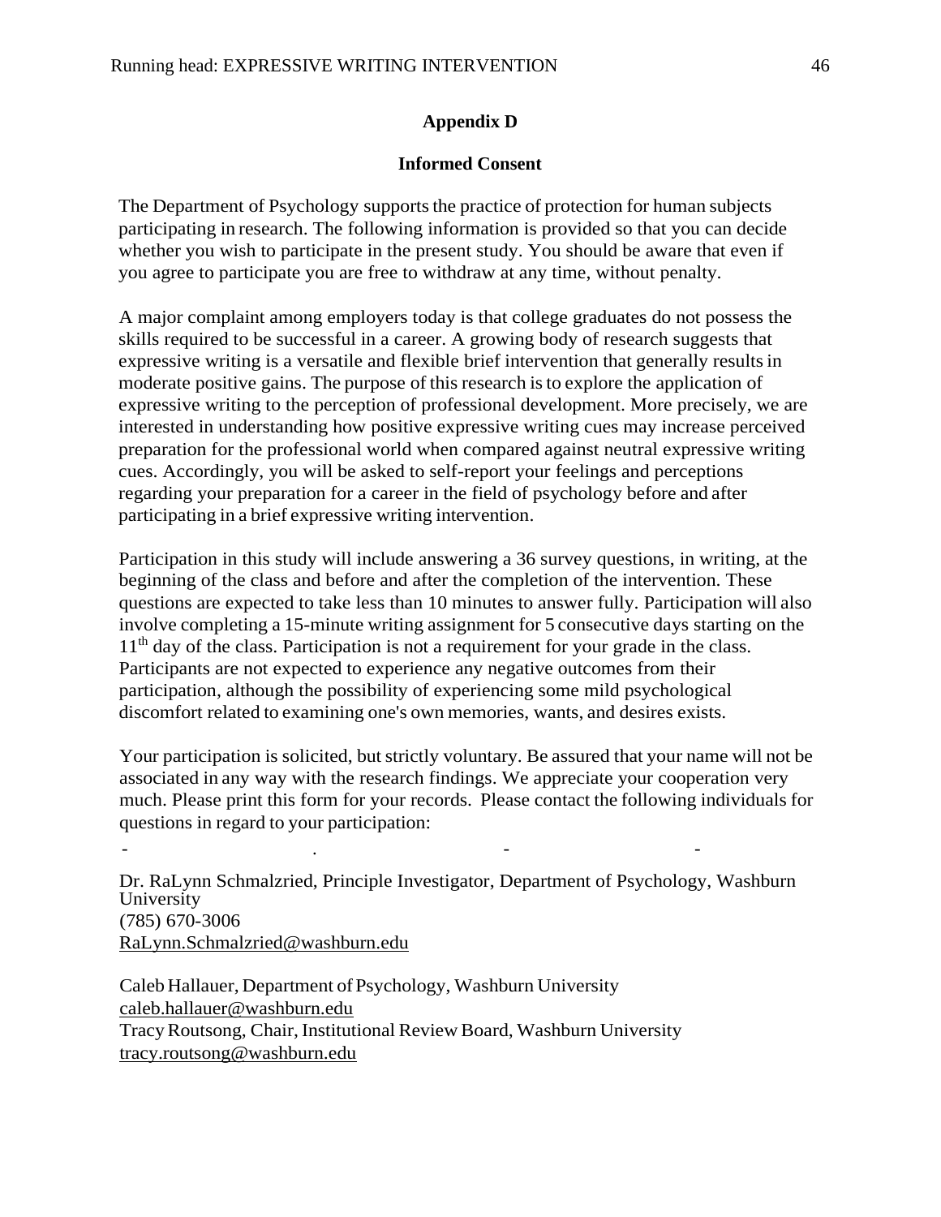## Appendix D

### Informed Consent

The Department of Psychology supports the practice of protection for human subjects participating in research. The following information is provided so that you can decide whether you wish to participate in the present study. You should be aware that even if you agree to participate you are free to withdraw at any time, without penalty.

A major complaint among employers today is that college graduates do not possess the skills required to be successful in a career. A growing body of research suggests that expressive writing is a versatile and flexible brief intervention that generally results in moderate positive gains. The purpose of this research is to explore the application of expressive writing to the perception of professional development. More precisely, we are interested in understanding how positive expressive writing cues may increase perceived preparation for the professional world when compared against neutral expressive writing cues. Accordingly, you will be asked to self-report your feelings and perceptions regarding your preparation for a career in the field of psychology before and after participating in a brief expressive writing intervention.

Participation in this study will include answering a 36 survey questions, in writing, at the beginning of the class and before and after the completion of the intervention. These questions are expected to take less than 10 minutes to answer fully. Participation will also involve completing a 15-minute writing assignment for 5 consecutive days starting on the 11th day of the class. Participation is not a requirement for your grade in the class. Participants are not expected to experience any negative outcomes from their participation, although the possibility of experiencing some mild psychological discomfort related to examining one's own memories, wants, and desires exists.

Your participation is solicited, but strictly voluntary. Be assured that your name will not be associated in any way with the research findings. We appreciate your cooperation very much. Please print this form for your records. Please contact the following individuals for questions in regard to your participation:

Dr. RaLynn Schmalzried, Principle Investigator, Department of Psychology, Washburn University
(785) 670-3006
RaLynn.Schmalzried@washburn.edu

Caleb Hallauer, Department of Psychology, Washburn University
caleb.hallauer@washburn.edu
Tracy Routsong, Chair, Institutional Review Board, Washburn University
tracy.routsong@washburn.edu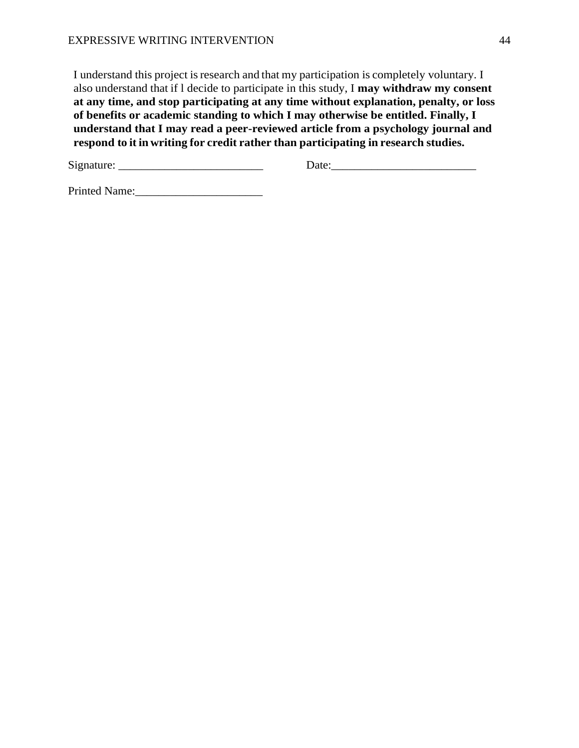I understand this project is research and that my participation is completely voluntary. I also understand that if l decide to participate in this study, I **may withdraw my consent at any time, and stop participating at any time without explanation, penalty, or loss of benefits or academic standing to which I may otherwise be entitled. Finally, I understand that I may read a peer-reviewed article from a psychology journal and respond to it in writing for credit rather than participating in research studies.**

Signature: _________________________ Date:_________________________

Printed Name:______________________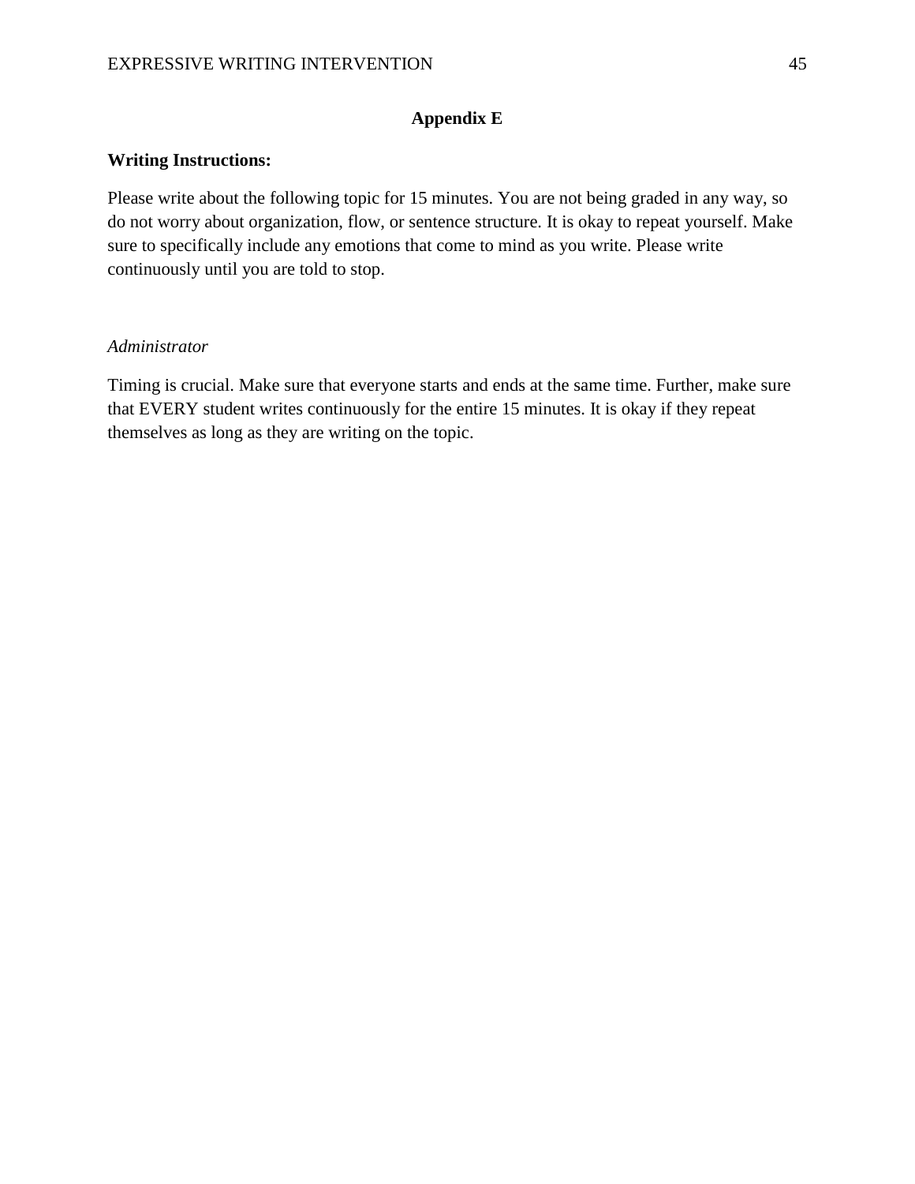## Appendix E

**Writing Instructions:**

Please write about the following topic for 15 minutes. You are not being graded in any way, so do not worry about organization, flow, or sentence structure. It is okay to repeat yourself. Make sure to specifically include any emotions that come to mind as you write. Please write continuously until you are told to stop.

*Administrator*

Timing is crucial. Make sure that everyone starts and ends at the same time. Further, make sure that EVERY student writes continuously for the entire 15 minutes. It is okay if they repeat themselves as long as they are writing on the topic.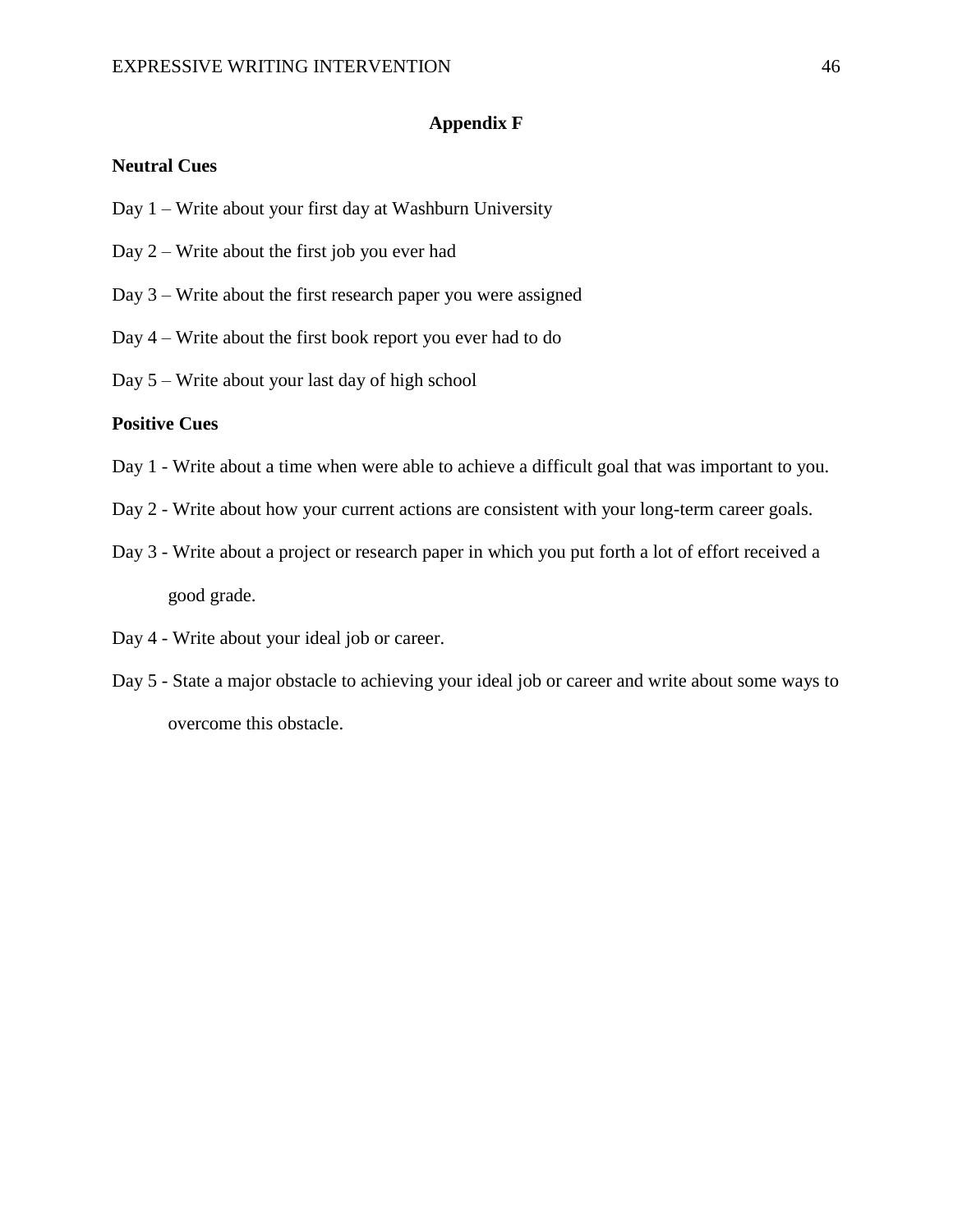# Appendix F

**Neutral Cues**

Day 1 – Write about your first day at Washburn University

Day 2 – Write about the first job you ever had

Day 3 – Write about the first research paper you were assigned

Day 4 – Write about the first book report you ever had to do

Day 5 – Write about your last day of high school

**Positive Cues**

Day 1 - Write about a time when were able to achieve a difficult goal that was important to you.

Day 2 - Write about how your current actions are consistent with your long-term career goals.

Day 3 - Write about a project or research paper in which you put forth a lot of effort received a good grade.

Day 4 - Write about your ideal job or career.

Day 5 - State a major obstacle to achieving your ideal job or career and write about some ways to overcome this obstacle.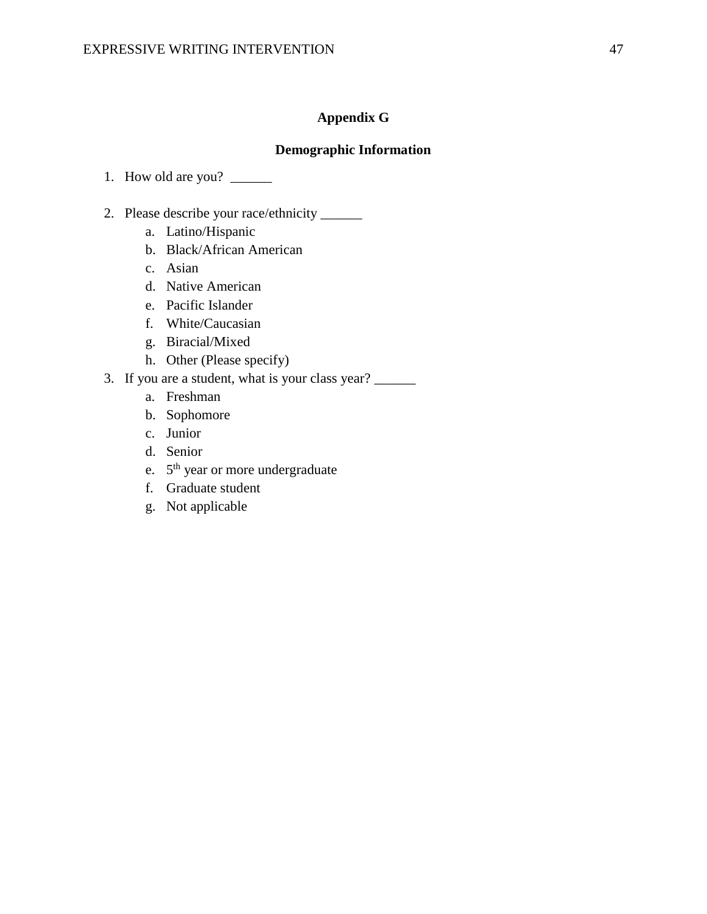## Appendix G

## Demographic Information

1. How old are you? ______

2. Please describe your race/ethnicity ______
   a. Latino/Hispanic
   b. Black/African American
   c. Asian
   d. Native American
   e. Pacific Islander
   f. White/Caucasian
   g. Biracial/Mixed
   h. Other (Please specify)
3. If you are a student, what is your class year? ______
   a. Freshman
   b. Sophomore
   c. Junior
   d. Senior
   e. 5th year or more undergraduate
   f. Graduate student
   g. Not applicable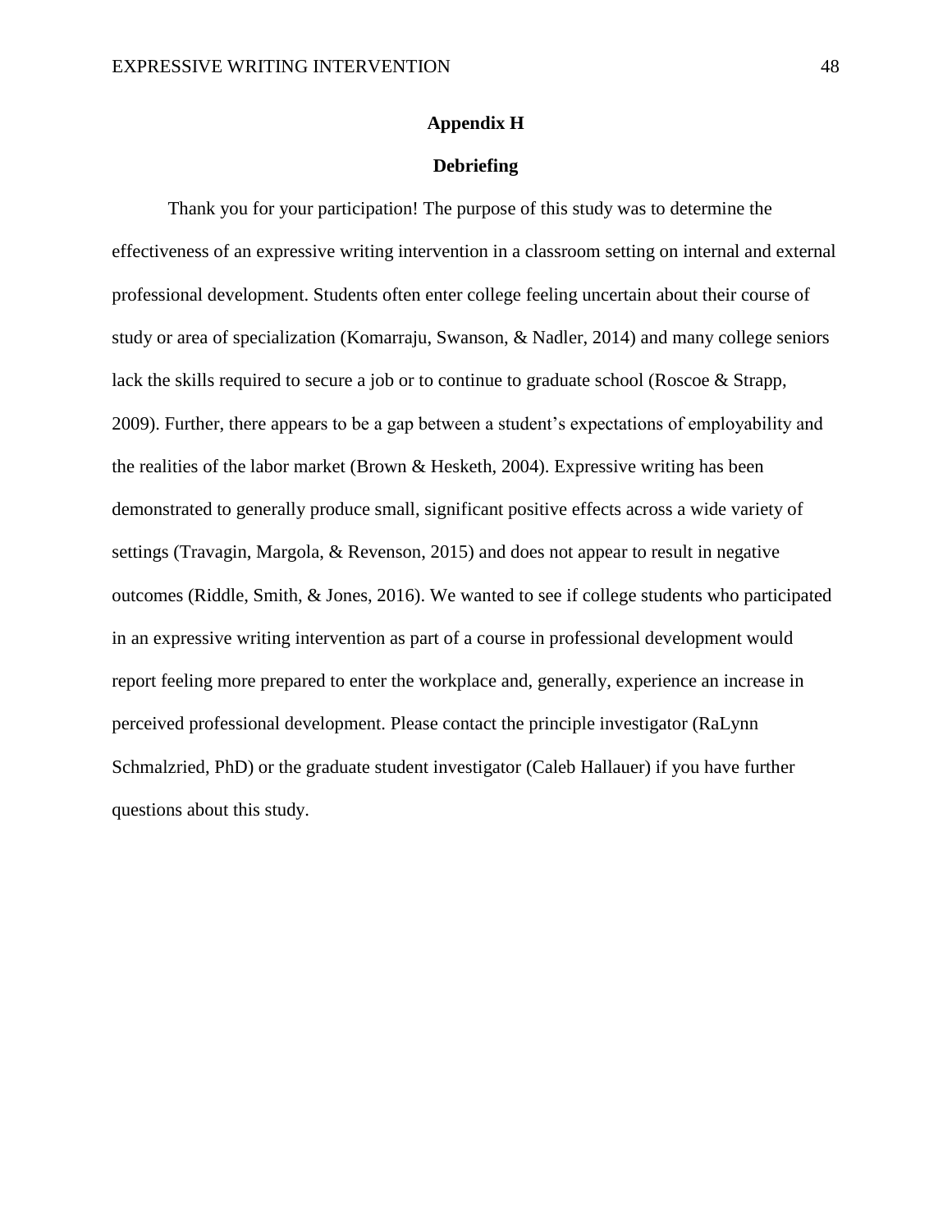## Appendix H

### Debriefing

Thank you for your participation! The purpose of this study was to determine the effectiveness of an expressive writing intervention in a classroom setting on internal and external professional development. Students often enter college feeling uncertain about their course of study or area of specialization (Komarraju, Swanson, & Nadler, 2014) and many college seniors lack the skills required to secure a job or to continue to graduate school (Roscoe & Strapp, 2009). Further, there appears to be a gap between a student's expectations of employability and the realities of the labor market (Brown & Hesketh, 2004). Expressive writing has been demonstrated to generally produce small, significant positive effects across a wide variety of settings (Travagin, Margola, & Revenson, 2015) and does not appear to result in negative outcomes (Riddle, Smith, & Jones, 2016). We wanted to see if college students who participated in an expressive writing intervention as part of a course in professional development would report feeling more prepared to enter the workplace and, generally, experience an increase in perceived professional development. Please contact the principle investigator (RaLynn Schmalzried, PhD) or the graduate student investigator (Caleb Hallauer) if you have further questions about this study.